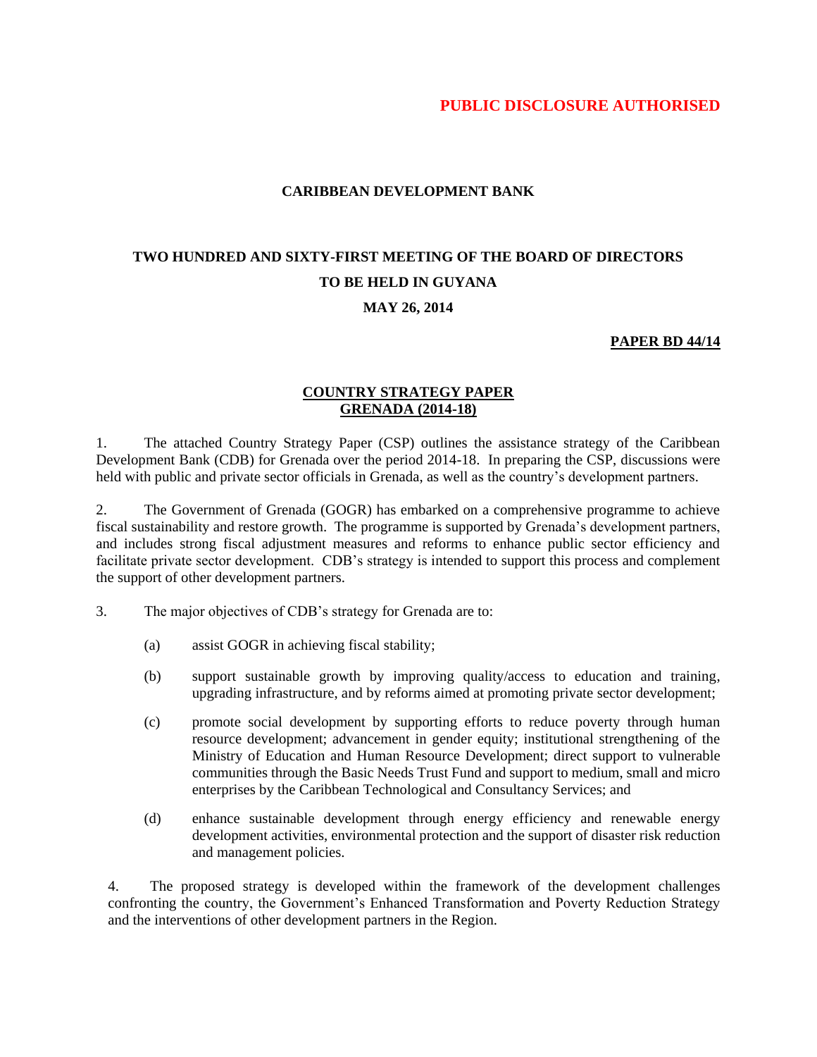**PUBLIC DISCLOSURE AUTHORISED**

**CARIBBEAN DEVELOPMENT BANK**

**TWO HUNDRED AND SIXTY-FIRST MEETING OF THE BOARD OF DIRECTORS**
**TO BE HELD IN GUYANA**
**MAY 26, 2014**

**PAPER BD 44/14**

## COUNTRY STRATEGY PAPER
## GRENADA (2014-18)

1. The attached Country Strategy Paper (CSP) outlines the assistance strategy of the Caribbean Development Bank (CDB) for Grenada over the period 2014-18. In preparing the CSP, discussions were held with public and private sector officials in Grenada, as well as the country's development partners.

2. The Government of Grenada (GOGR) has embarked on a comprehensive programme to achieve fiscal sustainability and restore growth. The programme is supported by Grenada's development partners, and includes strong fiscal adjustment measures and reforms to enhance public sector efficiency and facilitate private sector development. CDB's strategy is intended to support this process and complement the support of other development partners.

3. The major objectives of CDB's strategy for Grenada are to:

   (a) assist GOGR in achieving fiscal stability;

   (b) support sustainable growth by improving quality/access to education and training, upgrading infrastructure, and by reforms aimed at promoting private sector development;

   (c) promote social development by supporting efforts to reduce poverty through human resource development; advancement in gender equity; institutional strengthening of the Ministry of Education and Human Resource Development; direct support to vulnerable communities through the Basic Needs Trust Fund and support to medium, small and micro enterprises by the Caribbean Technological and Consultancy Services; and

   (d) enhance sustainable development through energy efficiency and renewable energy development activities, environmental protection and the support of disaster risk reduction and management policies.

4. The proposed strategy is developed within the framework of the development challenges confronting the country, the Government's Enhanced Transformation and Poverty Reduction Strategy and the interventions of other development partners in the Region.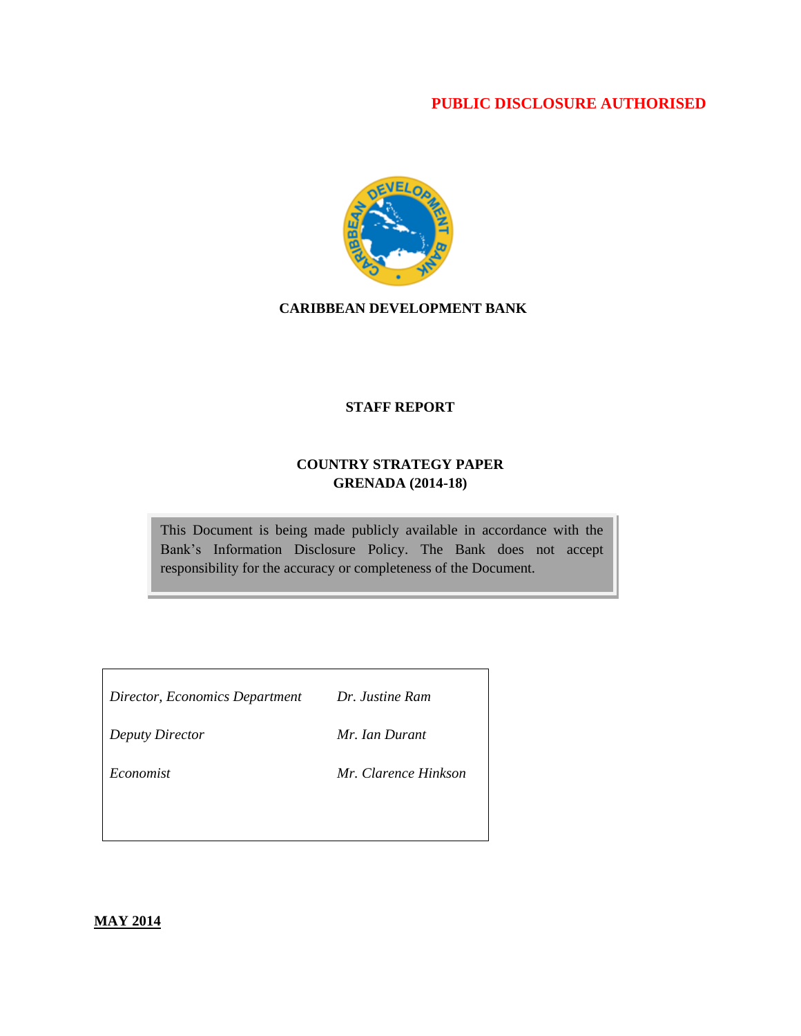**PUBLIC DISCLOSURE AUTHORISED**

**CARIBBEAN DEVELOPMENT BANK**

**STAFF REPORT**

**COUNTRY STRATEGY PAPER**
**GRENADA (2014-18)**

This Document is being made publicly available in accordance with the Bank's Information Disclosure Policy. The Bank does not accept responsibility for the accuracy or completeness of the Document.

| | |
|---|---|
| *Director, Economics Department* | *Dr. Justine Ram* |
| *Deputy Director* | *Mr. Ian Durant* |
| *Economist* | *Mr. Clarence Hinkson* |

**MAY 2014**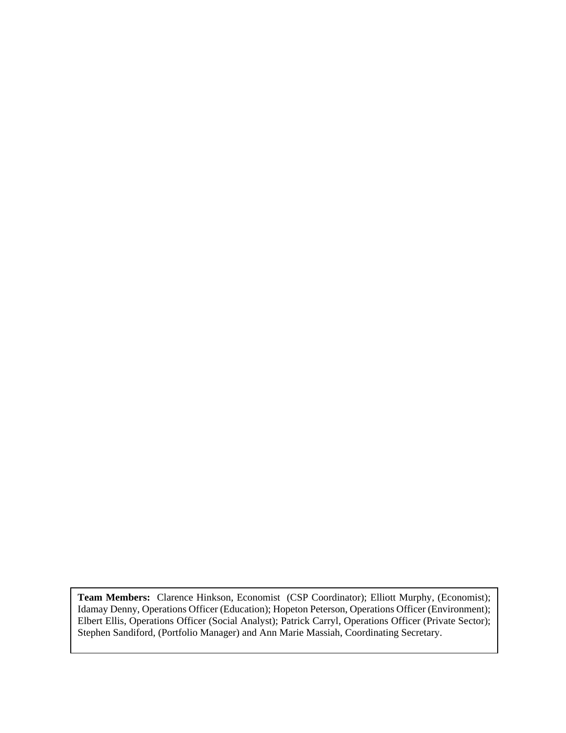**Team Members:** Clarence Hinkson, Economist (CSP Coordinator); Elliott Murphy, (Economist); Idamay Denny, Operations Officer (Education); Hopeton Peterson, Operations Officer (Environment); Elbert Ellis, Operations Officer (Social Analyst); Patrick Carryl, Operations Officer (Private Sector); Stephen Sandiford, (Portfolio Manager) and Ann Marie Massiah, Coordinating Secretary.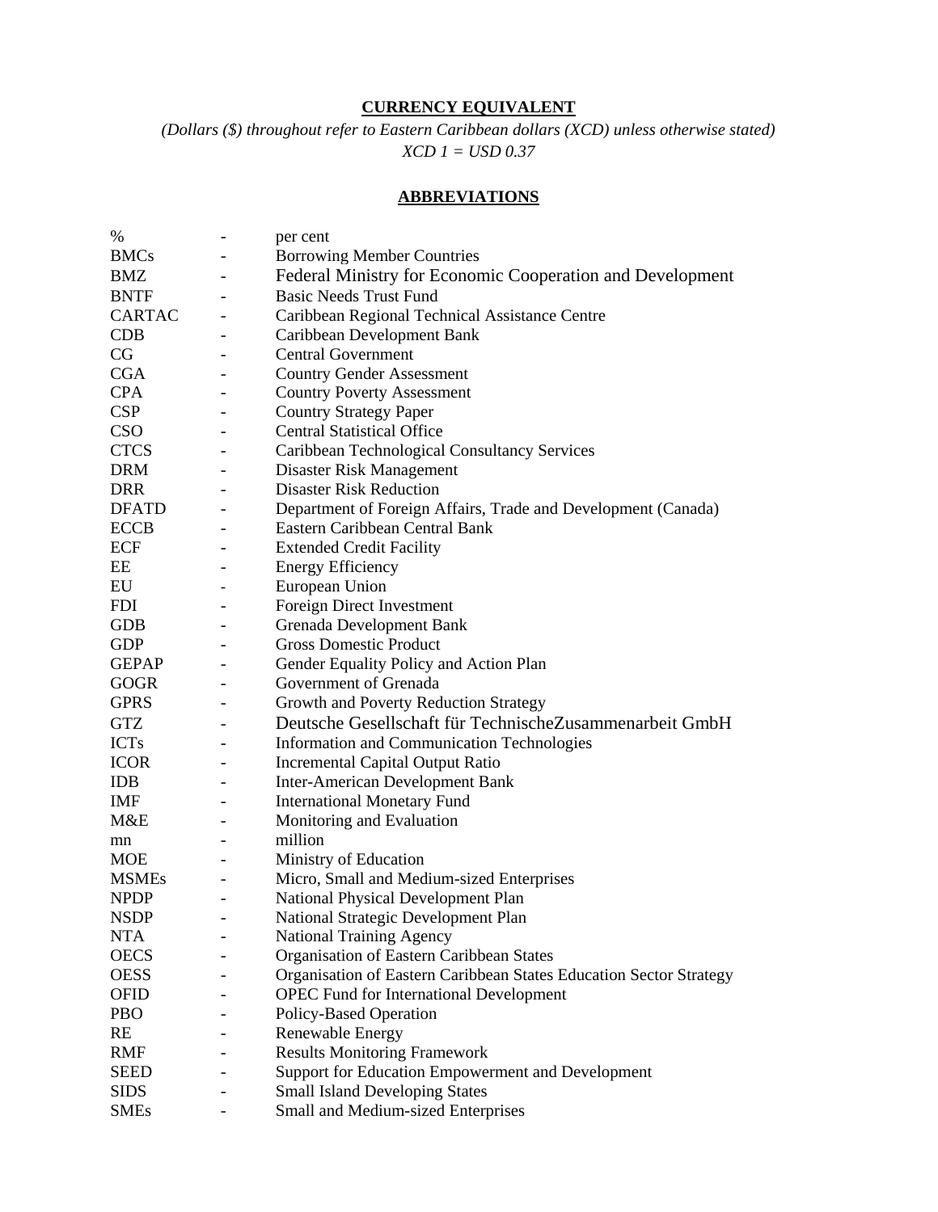## CURRENCY EQUIVALENT

*(Dollars ($) throughout refer to Eastern Caribbean dollars (XCD) unless otherwise stated)*
*XCD 1 = USD 0.37*

## ABBREVIATIONS

| | | |
|---|---|---|
| % | - | per cent |
| BMCs | - | Borrowing Member Countries |
| BMZ | - | Federal Ministry for Economic Cooperation and Development |
| BNTF | - | Basic Needs Trust Fund |
| CARTAC | - | Caribbean Regional Technical Assistance Centre |
| CDB | - | Caribbean Development Bank |
| CG | - | Central Government |
| CGA | - | Country Gender Assessment |
| CPA | - | Country Poverty Assessment |
| CSP | - | Country Strategy Paper |
| CSO | - | Central Statistical Office |
| CTCS | - | Caribbean Technological Consultancy Services |
| DRM | - | Disaster Risk Management |
| DRR | - | Disaster Risk Reduction |
| DFATD | - | Department of Foreign Affairs, Trade and Development (Canada) |
| ECCB | - | Eastern Caribbean Central Bank |
| ECF | - | Extended Credit Facility |
| EE | - | Energy Efficiency |
| EU | - | European Union |
| FDI | - | Foreign Direct Investment |
| GDB | - | Grenada Development Bank |
| GDP | - | Gross Domestic Product |
| GEPAP | - | Gender Equality Policy and Action Plan |
| GOGR | - | Government of Grenada |
| GPRS | - | Growth and Poverty Reduction Strategy |
| GTZ | - | Deutsche Gesellschaft für TechnischeZusammenarbeit GmbH |
| ICTs | - | Information and Communication Technologies |
| ICOR | - | Incremental Capital Output Ratio |
| IDB | - | Inter-American Development Bank |
| IMF | - | International Monetary Fund |
| M&E | - | Monitoring and Evaluation |
| mn | - | million |
| MOE | - | Ministry of Education |
| MSMEs | - | Micro, Small and Medium-sized Enterprises |
| NPDP | - | National Physical Development Plan |
| NSDP | - | National Strategic Development Plan |
| NTA | - | National Training Agency |
| OECS | - | Organisation of Eastern Caribbean States |
| OESS | - | Organisation of Eastern Caribbean States Education Sector Strategy |
| OFID | - | OPEC Fund for International Development |
| PBO | - | Policy-Based Operation |
| RE | - | Renewable Energy |
| RMF | - | Results Monitoring Framework |
| SEED | - | Support for Education Empowerment and Development |
| SIDS | - | Small Island Developing States |
| SMEs | - | Small and Medium-sized Enterprises |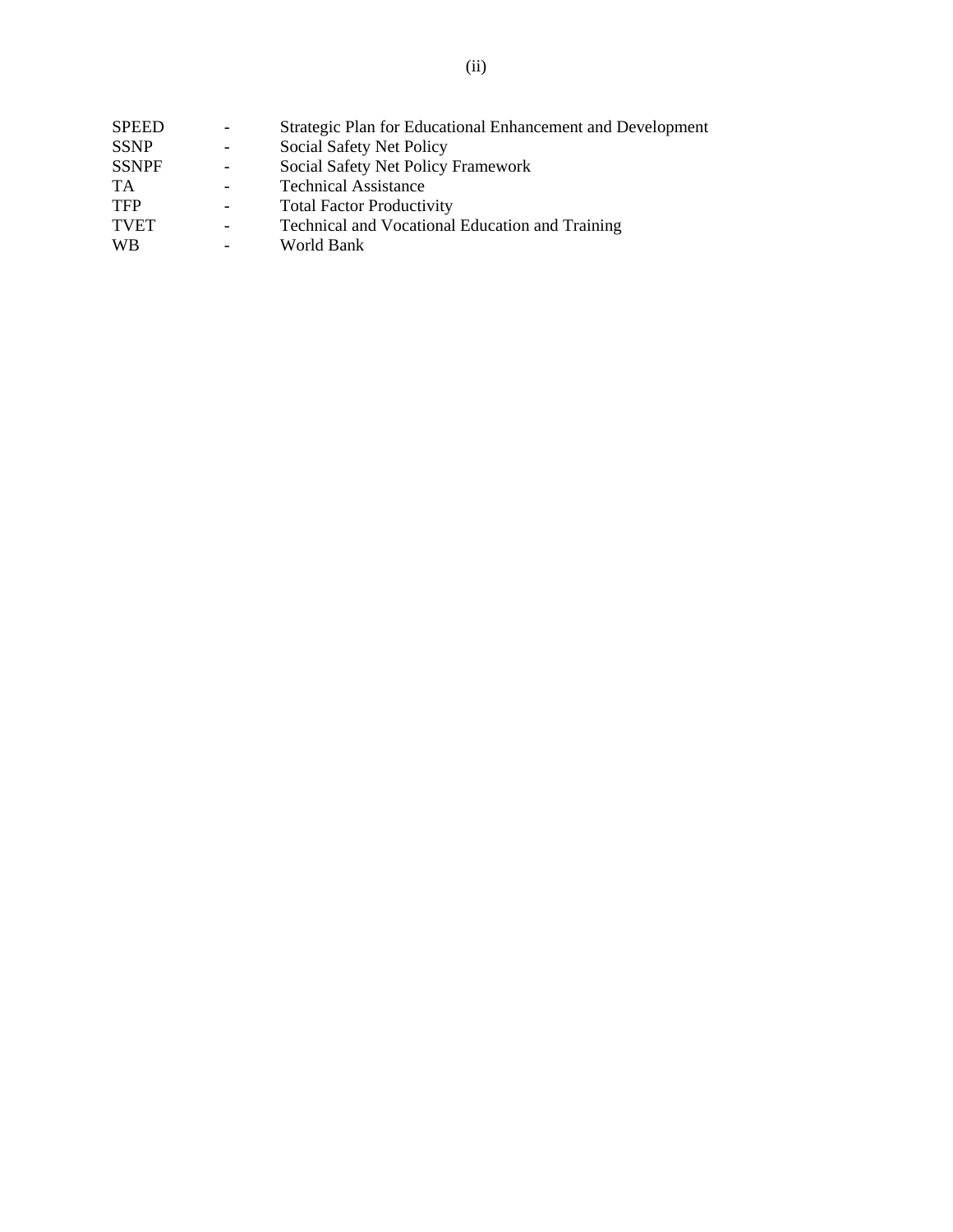| | | |
|---|---|---|
| SPEED | - | Strategic Plan for Educational Enhancement and Development |
| SSNP | - | Social Safety Net Policy |
| SSNPF | - | Social Safety Net Policy Framework |
| TA | - | Technical Assistance |
| TFP | - | Total Factor Productivity |
| TVET | - | Technical and Vocational Education and Training |
| WB | - | World Bank |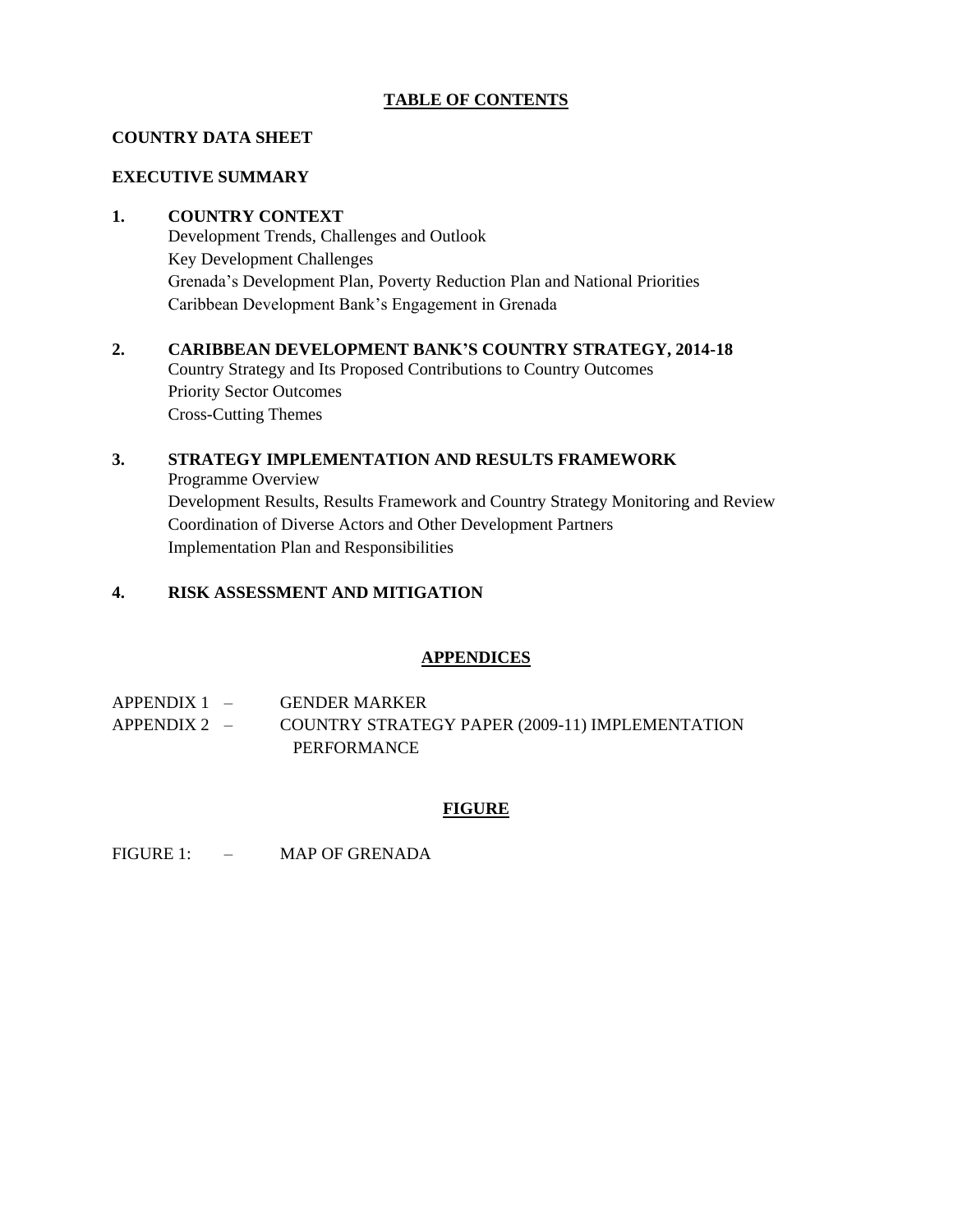# TABLE OF CONTENTS

**COUNTRY DATA SHEET**

**EXECUTIVE SUMMARY**

**1. COUNTRY CONTEXT**
- Development Trends, Challenges and Outlook
- Key Development Challenges
- Grenada's Development Plan, Poverty Reduction Plan and National Priorities
- Caribbean Development Bank's Engagement in Grenada

**2. CARIBBEAN DEVELOPMENT BANK'S COUNTRY STRATEGY, 2014-18**
- Country Strategy and Its Proposed Contributions to Country Outcomes
- Priority Sector Outcomes
- Cross-Cutting Themes

**3. STRATEGY IMPLEMENTATION AND RESULTS FRAMEWORK**
- Programme Overview
- Development Results, Results Framework and Country Strategy Monitoring and Review
- Coordination of Diverse Actors and Other Development Partners
- Implementation Plan and Responsibilities

**4. RISK ASSESSMENT AND MITIGATION**

## APPENDICES

APPENDIX 1 – GENDER MARKER

APPENDIX 2 – COUNTRY STRATEGY PAPER (2009-11) IMPLEMENTATION PERFORMANCE

## FIGURE

FIGURE 1: – MAP OF GRENADA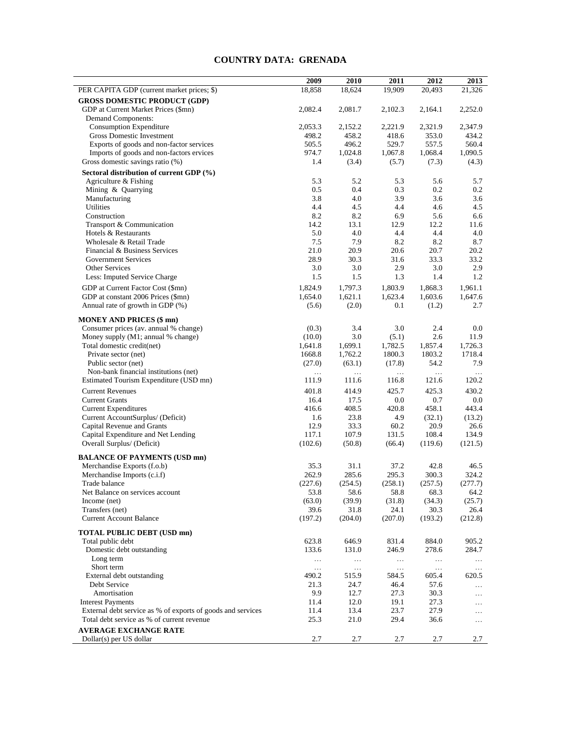# COUNTRY DATA: GRENADA

| | 2009 | 2010 | 2011 | 2012 | 2013 |
|---|---|---|---|---|---|
| PER CAPITA GDP (current market prices; $) | 18,858 | 18,624 | 19,909 | 20,493 | 21,326 |
| **GROSS DOMESTIC PRODUCT (GDP)** | | | | | |
| GDP at Current Market Prices ($mn) | 2,082.4 | 2,081.7 | 2,102.3 | 2,164.1 | 2,252.0 |
| Demand Components: | | | | | |
| Consumption Expenditure | 2,053.3 | 2,152.2 | 2,221.9 | 2,321.9 | 2,347.9 |
| Gross Domestic Investment | 498.2 | 458.2 | 418.6 | 353.0 | 434.2 |
| Exports of goods and non-factor services | 505.5 | 496.2 | 529.7 | 557.5 | 560.4 |
| Imports of goods and non-factors ervices | 974.7 | 1,024.8 | 1,067.8 | 1,068.4 | 1,090.5 |
| Gross domestic savings ratio (%) | 1.4 | (3.4) | (5.7) | (7.3) | (4.3) |
| **Sectoral distribution of current GDP (%)** | | | | | |
| Agriculture & Fishing | 5.3 | 5.2 | 5.3 | 5.6 | 5.7 |
| Mining & Quarrying | 0.5 | 0.4 | 0.3 | 0.2 | 0.2 |
| Manufacturing | 3.8 | 4.0 | 3.9 | 3.6 | 3.6 |
| Utilities | 4.4 | 4.5 | 4.4 | 4.6 | 4.5 |
| Construction | 8.2 | 8.2 | 6.9 | 5.6 | 6.6 |
| Transport & Communication | 14.2 | 13.1 | 12.9 | 12.2 | 11.6 |
| Hotels & Restaurants | 5.0 | 4.0 | 4.4 | 4.4 | 4.0 |
| Wholesale & Retail Trade | 7.5 | 7.9 | 8.2 | 8.2 | 8.7 |
| Financial & Business Services | 21.0 | 20.9 | 20.6 | 20.7 | 20.2 |
| Government Services | 28.9 | 30.3 | 31.6 | 33.3 | 33.2 |
| Other Services | 3.0 | 3.0 | 2.9 | 3.0 | 2.9 |
| Less: Imputed Service Charge | 1.5 | 1.5 | 1.3 | 1.4 | 1.2 |
| GDP at Current Factor Cost ($mn) | 1,824.9 | 1,797.3 | 1,803.9 | 1,868.3 | 1,961.1 |
| GDP at constant 2006 Prices ($mn) | 1,654.0 | 1,621.1 | 1,623.4 | 1,603.6 | 1,647.6 |
| Annual rate of growth in GDP (%) | (5.6) | (2.0) | 0.1 | (1.2) | 2.7 |
| **MONEY AND PRICES ($ mn)** | | | | | |
| Consumer prices (av. annual % change) | (0.3) | 3.4 | 3.0 | 2.4 | 0.0 |
| Money supply (M1; annual % change) | (10.0) | 3.0 | (5.1) | 2.6 | 11.9 |
| Total domestic credit(net) | 1,641.8 | 1,699.1 | 1,782.5 | 1,857.4 | 1,726.3 |
| Private sector (net) | 1668.8 | 1,762.2 | 1800.3 | 1803.2 | 1718.4 |
| Public sector (net) | (27.0) | (63.1) | (17.8) | 54.2 | 7.9 |
| Non-bank financial institutions (net) | … | … | … | … | … |
| Estimated Tourism Expenditure (USD mn) | 111.9 | 111.6 | 116.8 | 121.6 | 120.2 |
| Current Revenues | 401.8 | 414.9 | 425.7 | 425.3 | 430.2 |
| Current Grants | 16.4 | 17.5 | 0.0 | 0.7 | 0.0 |
| Current Expenditures | 416.6 | 408.5 | 420.8 | 458.1 | 443.4 |
| Current AccountSurplus/ (Deficit) | 1.6 | 23.8 | 4.9 | (32.1) | (13.2) |
| Capital Revenue and Grants | 12.9 | 33.3 | 60.2 | 20.9 | 26.6 |
| Capital Expenditure and Net Lending | 117.1 | 107.9 | 131.5 | 108.4 | 134.9 |
| Overall Surplus/ (Deficit) | (102.6) | (50.8) | (66.4) | (119.6) | (121.5) |
| **BALANCE OF PAYMENTS (USD mn)** | | | | | |
| Merchandise Exports (f.o.b) | 35.3 | 31.1 | 37.2 | 42.8 | 46.5 |
| Merchandise Imports (c.i.f) | 262.9 | 285.6 | 295.3 | 300.3 | 324.2 |
| Trade balance | (227.6) | (254.5) | (258.1) | (257.5) | (277.7) |
| Net Balance on services account | 53.8 | 58.6 | 58.8 | 68.3 | 64.2 |
| Income (net) | (63.0) | (39.9) | (31.8) | (34.3) | (25.7) |
| Transfers (net) | 39.6 | 31.8 | 24.1 | 30.3 | 26.4 |
| Current Account Balance | (197.2) | (204.0) | (207.0) | (193.2) | (212.8) |
| **TOTAL PUBLIC DEBT (USD mn)** | | | | | |
| Total public debt | 623.8 | 646.9 | 831.4 | 884.0 | 905.2 |
| Domestic debt outstanding | 133.6 | 131.0 | 246.9 | 278.6 | 284.7 |
| Long term | … | … | … | … | … |
| Short term | … | … | … | … | … |
| External debt outstanding | 490.2 | 515.9 | 584.5 | 605.4 | 620.5 |
| Debt Service | 21.3 | 24.7 | 46.4 | 57.6 | … |
| Amortisation | 9.9 | 12.7 | 27.3 | 30.3 | … |
| Interest Payments | 11.4 | 12.0 | 19.1 | 27.3 | … |
| External debt service as % of exports of goods and services | 11.4 | 13.4 | 23.7 | 27.9 | … |
| Total debt service as % of current revenue | 25.3 | 21.0 | 29.4 | 36.6 | … |
| **AVERAGE EXCHANGE RATE** | | | | | |
| Dollar(s) per US dollar | 2.7 | 2.7 | 2.7 | 2.7 | 2.7 |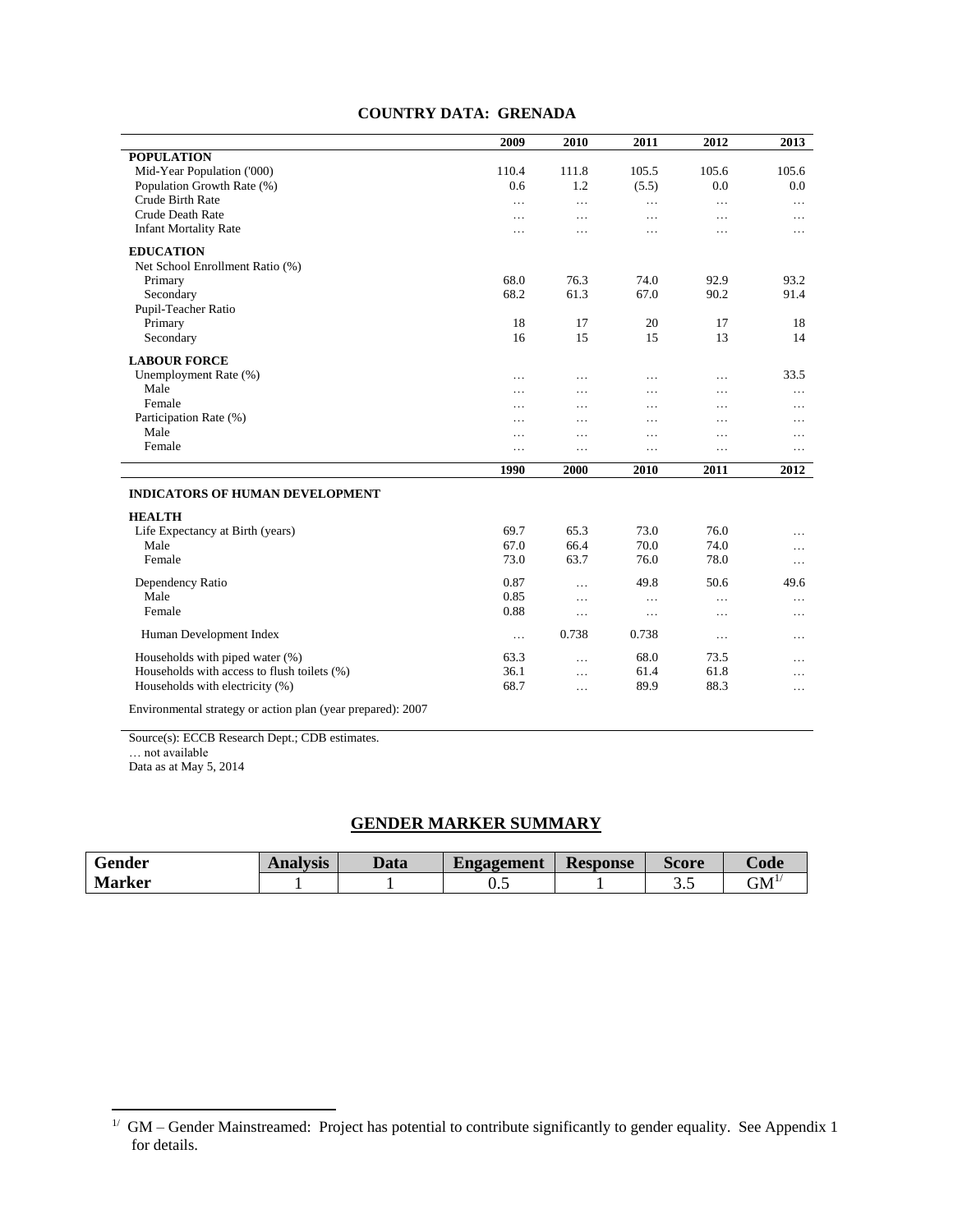## COUNTRY DATA: GRENADA

| | 2009 | 2010 | 2011 | 2012 | 2013 |
|---|---|---|---|---|---|
| **POPULATION** | | | | | |
| Mid-Year Population ('000) | 110.4 | 111.8 | 105.5 | 105.6 | 105.6 |
| Population Growth Rate (%) | 0.6 | 1.2 | (5.5) | 0.0 | 0.0 |
| Crude Birth Rate | … | … | … | … | … |
| Crude Death Rate | … | … | … | … | … |
| Infant Mortality Rate | … | … | … | … | … |
| **EDUCATION** | | | | | |
| Net School Enrollment Ratio (%) | | | | | |
| Primary | 68.0 | 76.3 | 74.0 | 92.9 | 93.2 |
| Secondary | 68.2 | 61.3 | 67.0 | 90.2 | 91.4 |
| Pupil-Teacher Ratio | | | | | |
| Primary | 18 | 17 | 20 | 17 | 18 |
| Secondary | 16 | 15 | 15 | 13 | 14 |
| **LABOUR FORCE** | | | | | |
| Unemployment Rate (%) | … | … | … | … | 33.5 |
| Male | … | … | … | … | … |
| Female | … | … | … | … | … |
| Participation Rate (%) | … | … | … | … | … |
| Male | … | … | … | … | … |
| Female | … | … | … | … | … |

| | 1990 | 2000 | 2010 | 2011 | 2012 |
|---|---|---|---|---|---|
| **INDICATORS OF HUMAN DEVELOPMENT** | | | | | |
| **HEALTH** | | | | | |
| Life Expectancy at Birth (years) | 69.7 | 65.3 | 73.0 | 76.0 | … |
| Male | 67.0 | 66.4 | 70.0 | 74.0 | … |
| Female | 73.0 | 63.7 | 76.0 | 78.0 | … |
| Dependency Ratio | 0.87 | … | 49.8 | 50.6 | 49.6 |
| Male | 0.85 | … | … | … | … |
| Female | 0.88 | … | … | … | … |
| Human Development Index | … | 0.738 | 0.738 | … | … |
| Households with piped water (%) | 63.3 | … | 68.0 | 73.5 | … |
| Households with access to flush toilets (%) | 36.1 | … | 61.4 | 61.8 | … |
| Households with electricity (%) | 68.7 | … | 89.9 | 88.3 | … |

Environmental strategy or action plan (year prepared): 2007

Source(s): ECCB Research Dept.; CDB estimates.
… not available
Data as at May 5, 2014

## GENDER MARKER SUMMARY

| Gender Marker | Analysis | Data | Engagement | Response | Score | Code |
|---|---|---|---|---|---|---|
| | 1 | 1 | 0.5 | 1 | 3.5 | GM[1/] |

[1/] GM – Gender Mainstreamed: Project has potential to contribute significantly to gender equality. See Appendix 1 for details.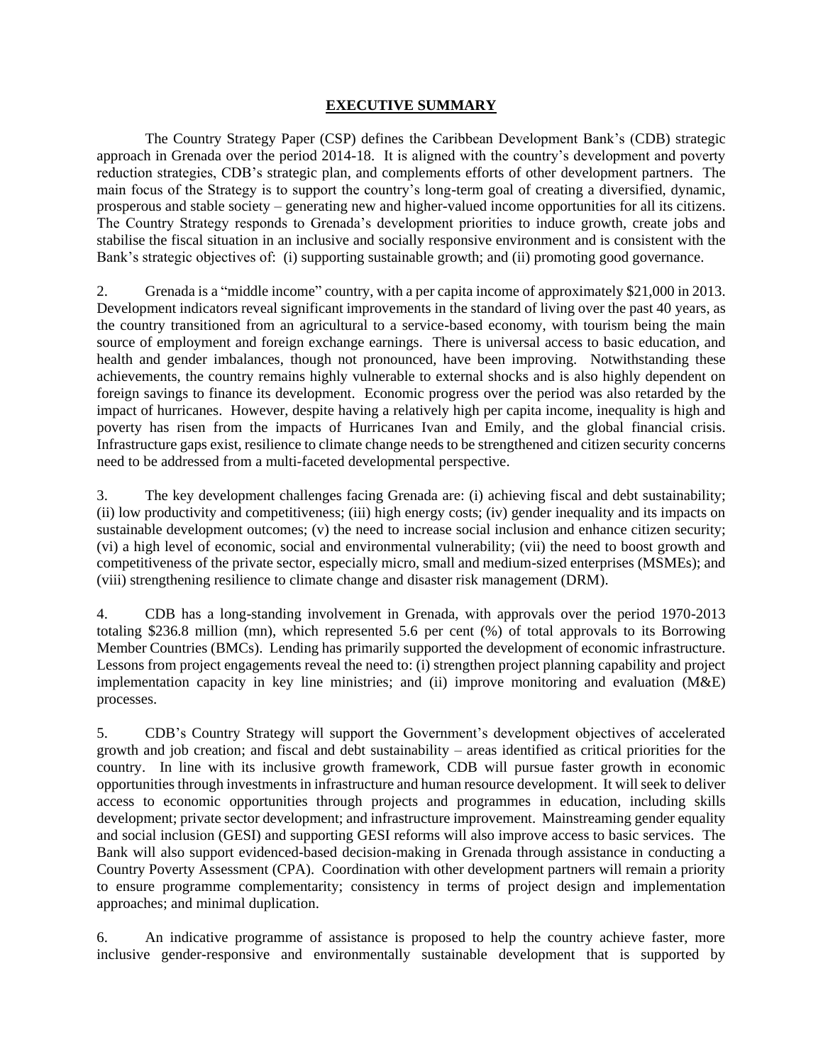# EXECUTIVE SUMMARY

The Country Strategy Paper (CSP) defines the Caribbean Development Bank's (CDB) strategic approach in Grenada over the period 2014-18. It is aligned with the country's development and poverty reduction strategies, CDB's strategic plan, and complements efforts of other development partners. The main focus of the Strategy is to support the country's long-term goal of creating a diversified, dynamic, prosperous and stable society – generating new and higher-valued income opportunities for all its citizens. The Country Strategy responds to Grenada's development priorities to induce growth, create jobs and stabilise the fiscal situation in an inclusive and socially responsive environment and is consistent with the Bank's strategic objectives of: (i) supporting sustainable growth; and (ii) promoting good governance.

2. Grenada is a "middle income" country, with a per capita income of approximately $21,000 in 2013. Development indicators reveal significant improvements in the standard of living over the past 40 years, as the country transitioned from an agricultural to a service-based economy, with tourism being the main source of employment and foreign exchange earnings. There is universal access to basic education, and health and gender imbalances, though not pronounced, have been improving. Notwithstanding these achievements, the country remains highly vulnerable to external shocks and is also highly dependent on foreign savings to finance its development. Economic progress over the period was also retarded by the impact of hurricanes. However, despite having a relatively high per capita income, inequality is high and poverty has risen from the impacts of Hurricanes Ivan and Emily, and the global financial crisis. Infrastructure gaps exist, resilience to climate change needs to be strengthened and citizen security concerns need to be addressed from a multi-faceted developmental perspective.

3. The key development challenges facing Grenada are: (i) achieving fiscal and debt sustainability; (ii) low productivity and competitiveness; (iii) high energy costs; (iv) gender inequality and its impacts on sustainable development outcomes; (v) the need to increase social inclusion and enhance citizen security; (vi) a high level of economic, social and environmental vulnerability; (vii) the need to boost growth and competitiveness of the private sector, especially micro, small and medium-sized enterprises (MSMEs); and (viii) strengthening resilience to climate change and disaster risk management (DRM).

4. CDB has a long-standing involvement in Grenada, with approvals over the period 1970-2013 totaling $236.8 million (mn), which represented 5.6 per cent (%) of total approvals to its Borrowing Member Countries (BMCs). Lending has primarily supported the development of economic infrastructure. Lessons from project engagements reveal the need to: (i) strengthen project planning capability and project implementation capacity in key line ministries; and (ii) improve monitoring and evaluation (M&E) processes.

5. CDB's Country Strategy will support the Government's development objectives of accelerated growth and job creation; and fiscal and debt sustainability – areas identified as critical priorities for the country. In line with its inclusive growth framework, CDB will pursue faster growth in economic opportunities through investments in infrastructure and human resource development. It will seek to deliver access to economic opportunities through projects and programmes in education, including skills development; private sector development; and infrastructure improvement. Mainstreaming gender equality and social inclusion (GESI) and supporting GESI reforms will also improve access to basic services. The Bank will also support evidenced-based decision-making in Grenada through assistance in conducting a Country Poverty Assessment (CPA). Coordination with other development partners will remain a priority to ensure programme complementarity; consistency in terms of project design and implementation approaches; and minimal duplication.

6. An indicative programme of assistance is proposed to help the country achieve faster, more inclusive gender-responsive and environmentally sustainable development that is supported by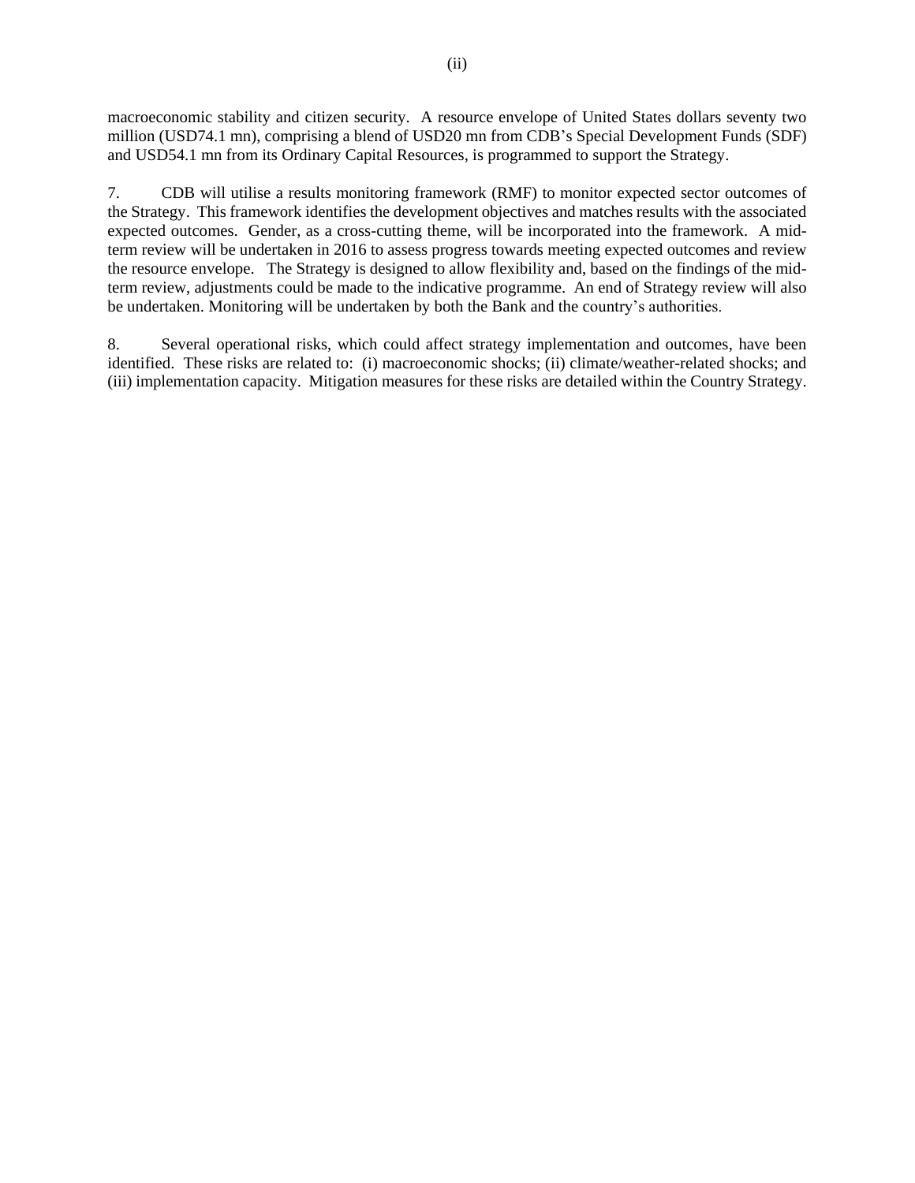macroeconomic stability and citizen security. A resource envelope of United States dollars seventy two million (USD74.1 mn), comprising a blend of USD20 mn from CDB's Special Development Funds (SDF) and USD54.1 mn from its Ordinary Capital Resources, is programmed to support the Strategy.

7. CDB will utilise a results monitoring framework (RMF) to monitor expected sector outcomes of the Strategy. This framework identifies the development objectives and matches results with the associated expected outcomes. Gender, as a cross-cutting theme, will be incorporated into the framework. A mid-term review will be undertaken in 2016 to assess progress towards meeting expected outcomes and review the resource envelope. The Strategy is designed to allow flexibility and, based on the findings of the mid-term review, adjustments could be made to the indicative programme. An end of Strategy review will also be undertaken. Monitoring will be undertaken by both the Bank and the country's authorities.

8. Several operational risks, which could affect strategy implementation and outcomes, have been identified. These risks are related to: (i) macroeconomic shocks; (ii) climate/weather-related shocks; and (iii) implementation capacity. Mitigation measures for these risks are detailed within the Country Strategy.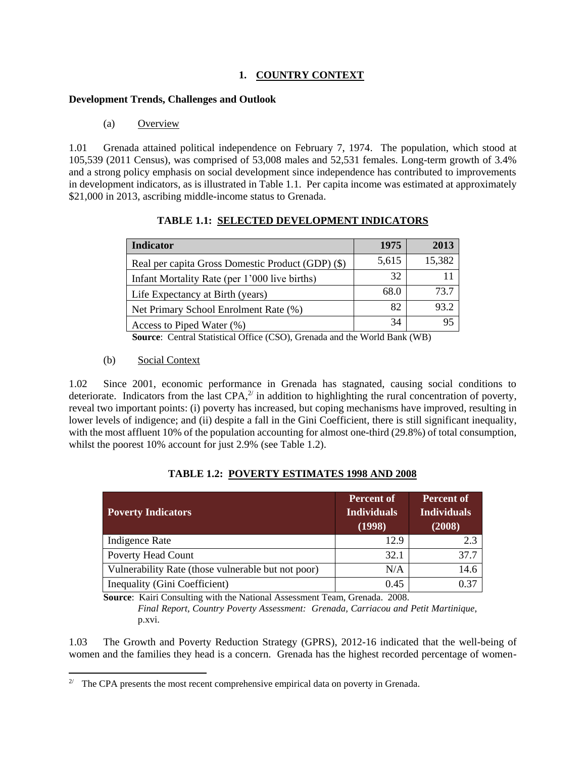# 1. COUNTRY CONTEXT

## Development Trends, Challenges and Outlook

### (a) Overview

1.01 Grenada attained political independence on February 7, 1974. The population, which stood at 105,539 (2011 Census), was comprised of 53,008 males and 52,531 females. Long-term growth of 3.4% and a strong policy emphasis on social development since independence has contributed to improvements in development indicators, as is illustrated in Table 1.1. Per capita income was estimated at approximately $21,000 in 2013, ascribing middle-income status to Grenada.

**TABLE 1.1: SELECTED DEVELOPMENT INDICATORS**

| Indicator | 1975 | 2013 |
|---|---|---|
| Real per capita Gross Domestic Product (GDP) ($) | 5,615 | 15,382 |
| Infant Mortality Rate (per 1'000 live births) | 32 | 11 |
| Life Expectancy at Birth (years) | 68.0 | 73.7 |
| Net Primary School Enrolment Rate (%) | 82 | 93.2 |
| Access to Piped Water (%) | 34 | 95 |

**Source**: Central Statistical Office (CSO), Grenada and the World Bank (WB)

### (b) Social Context

1.02 Since 2001, economic performance in Grenada has stagnated, causing social conditions to deteriorate. Indicators from the last CPA,[2/] in addition to highlighting the rural concentration of poverty, reveal two important points: (i) poverty has increased, but coping mechanisms have improved, resulting in lower levels of indigence; and (ii) despite a fall in the Gini Coefficient, there is still significant inequality, with the most affluent 10% of the population accounting for almost one-third (29.8%) of total consumption, whilst the poorest 10% account for just 2.9% (see Table 1.2).

**TABLE 1.2: POVERTY ESTIMATES 1998 AND 2008**

| Poverty Indicators | Percent of Individuals (1998) | Percent of Individuals (2008) |
|---|---|---|
| Indigence Rate | 12.9 | 2.3 |
| Poverty Head Count | 32.1 | 37.7 |
| Vulnerability Rate (those vulnerable but not poor) | N/A | 14.6 |
| Inequality (Gini Coefficient) | 0.45 | 0.37 |

**Source**: Kairi Consulting with the National Assessment Team, Grenada. 2008. *Final Report, Country Poverty Assessment: Grenada, Carriacou and Petit Martinique*, p.xvi.

1.03 The Growth and Poverty Reduction Strategy (GPRS), 2012-16 indicated that the well-being of women and the families they head is a concern. Grenada has the highest recorded percentage of women-

[2/] The CPA presents the most recent comprehensive empirical data on poverty in Grenada.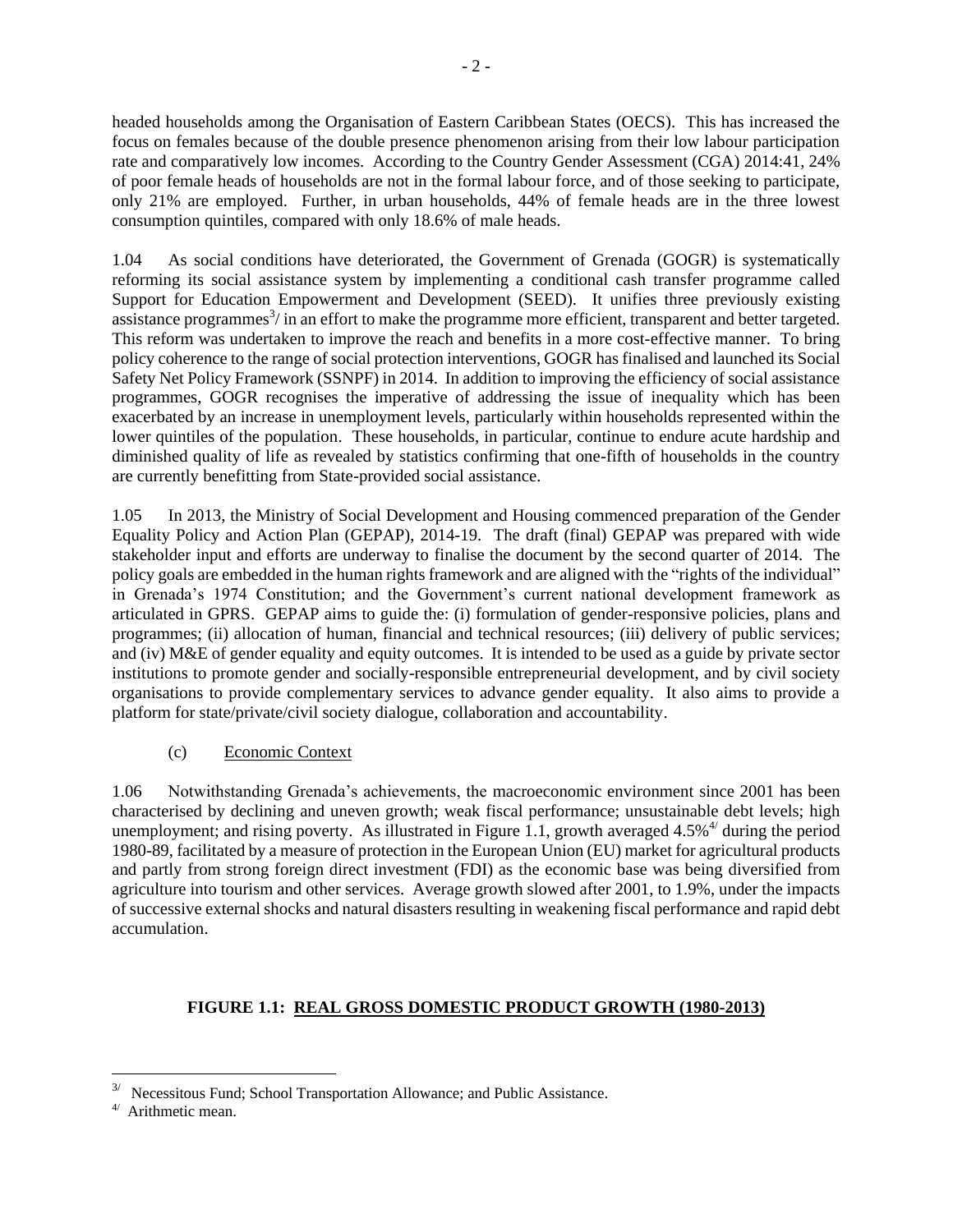headed households among the Organisation of Eastern Caribbean States (OECS). This has increased the focus on females because of the double presence phenomenon arising from their low labour participation rate and comparatively low incomes. According to the Country Gender Assessment (CGA) 2014:41, 24% of poor female heads of households are not in the formal labour force, and of those seeking to participate, only 21% are employed. Further, in urban households, 44% of female heads are in the three lowest consumption quintiles, compared with only 18.6% of male heads.

1.04 As social conditions have deteriorated, the Government of Grenada (GOGR) is systematically reforming its social assistance system by implementing a conditional cash transfer programme called Support for Education Empowerment and Development (SEED). It unifies three previously existing assistance programmes[3/] in an effort to make the programme more efficient, transparent and better targeted. This reform was undertaken to improve the reach and benefits in a more cost-effective manner. To bring policy coherence to the range of social protection interventions, GOGR has finalised and launched its Social Safety Net Policy Framework (SSNPF) in 2014. In addition to improving the efficiency of social assistance programmes, GOGR recognises the imperative of addressing the issue of inequality which has been exacerbated by an increase in unemployment levels, particularly within households represented within the lower quintiles of the population. These households, in particular, continue to endure acute hardship and diminished quality of life as revealed by statistics confirming that one-fifth of households in the country are currently benefitting from State-provided social assistance.

1.05 In 2013, the Ministry of Social Development and Housing commenced preparation of the Gender Equality Policy and Action Plan (GEPAP), 2014-19. The draft (final) GEPAP was prepared with wide stakeholder input and efforts are underway to finalise the document by the second quarter of 2014. The policy goals are embedded in the human rights framework and are aligned with the "rights of the individual" in Grenada's 1974 Constitution; and the Government's current national development framework as articulated in GPRS. GEPAP aims to guide the: (i) formulation of gender-responsive policies, plans and programmes; (ii) allocation of human, financial and technical resources; (iii) delivery of public services; and (iv) M&E of gender equality and equity outcomes. It is intended to be used as a guide by private sector institutions to promote gender and socially-responsible entrepreneurial development, and by civil society organisations to provide complementary services to advance gender equality. It also aims to provide a platform for state/private/civil society dialogue, collaboration and accountability.

(c) Economic Context

1.06 Notwithstanding Grenada's achievements, the macroeconomic environment since 2001 has been characterised by declining and uneven growth; weak fiscal performance; unsustainable debt levels; high unemployment; and rising poverty. As illustrated in Figure 1.1, growth averaged 4.5%[4/] during the period 1980-89, facilitated by a measure of protection in the European Union (EU) market for agricultural products and partly from strong foreign direct investment (FDI) as the economic base was being diversified from agriculture into tourism and other services. Average growth slowed after 2001, to 1.9%, under the impacts of successive external shocks and natural disasters resulting in weakening fiscal performance and rapid debt accumulation.

**FIGURE 1.1: REAL GROSS DOMESTIC PRODUCT GROWTH (1980-2013)**

---

[3/] Necessitous Fund; School Transportation Allowance; and Public Assistance.

[4/] Arithmetic mean.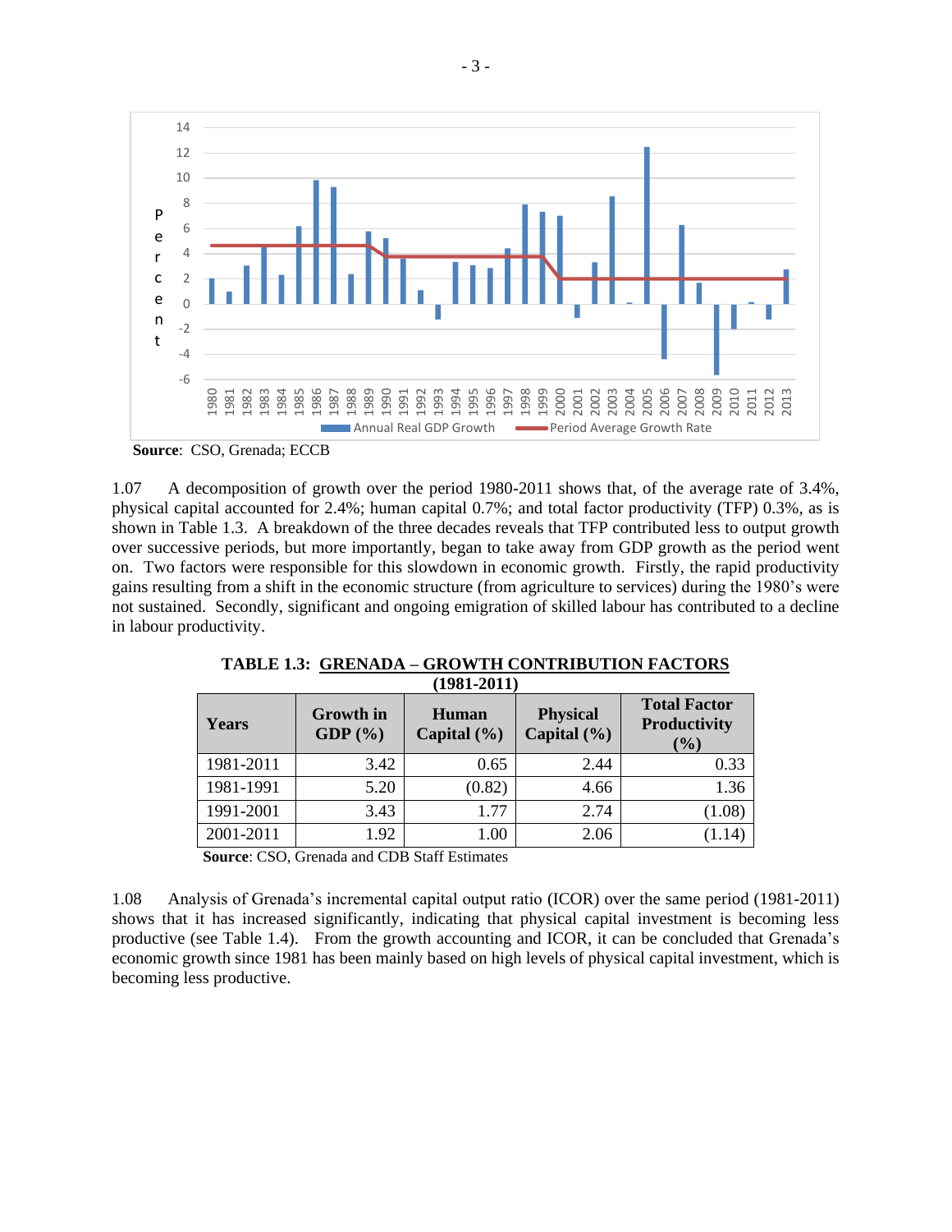**Source**: CSO, Grenada; ECCB

1.07 A decomposition of growth over the period 1980-2011 shows that, of the average rate of 3.4%, physical capital accounted for 2.4%; human capital 0.7%; and total factor productivity (TFP) 0.3%, as is shown in Table 1.3. A breakdown of the three decades reveals that TFP contributed less to output growth over successive periods, but more importantly, began to take away from GDP growth as the period went on. Two factors were responsible for this slowdown in economic growth. Firstly, the rapid productivity gains resulting from a shift in the economic structure (from agriculture to services) during the 1980's were not sustained. Secondly, significant and ongoing emigration of skilled labour has contributed to a decline in labour productivity.

**TABLE 1.3: GRENADA – GROWTH CONTRIBUTION FACTORS (1981-2011)**

| Years | Growth in GDP (%) | Human Capital (%) | Physical Capital (%) | Total Factor Productivity (%) |
|---|---|---|---|---|
| 1981-2011 | 3.42 | 0.65 | 2.44 | 0.33 |
| 1981-1991 | 5.20 | (0.82) | 4.66 | 1.36 |
| 1991-2001 | 3.43 | 1.77 | 2.74 | (1.08) |
| 2001-2011 | 1.92 | 1.00 | 2.06 | (1.14) |

**Source**: CSO, Grenada and CDB Staff Estimates

1.08 Analysis of Grenada's incremental capital output ratio (ICOR) over the same period (1981-2011) shows that it has increased significantly, indicating that physical capital investment is becoming less productive (see Table 1.4). From the growth accounting and ICOR, it can be concluded that Grenada's economic growth since 1981 has been mainly based on high levels of physical capital investment, which is becoming less productive.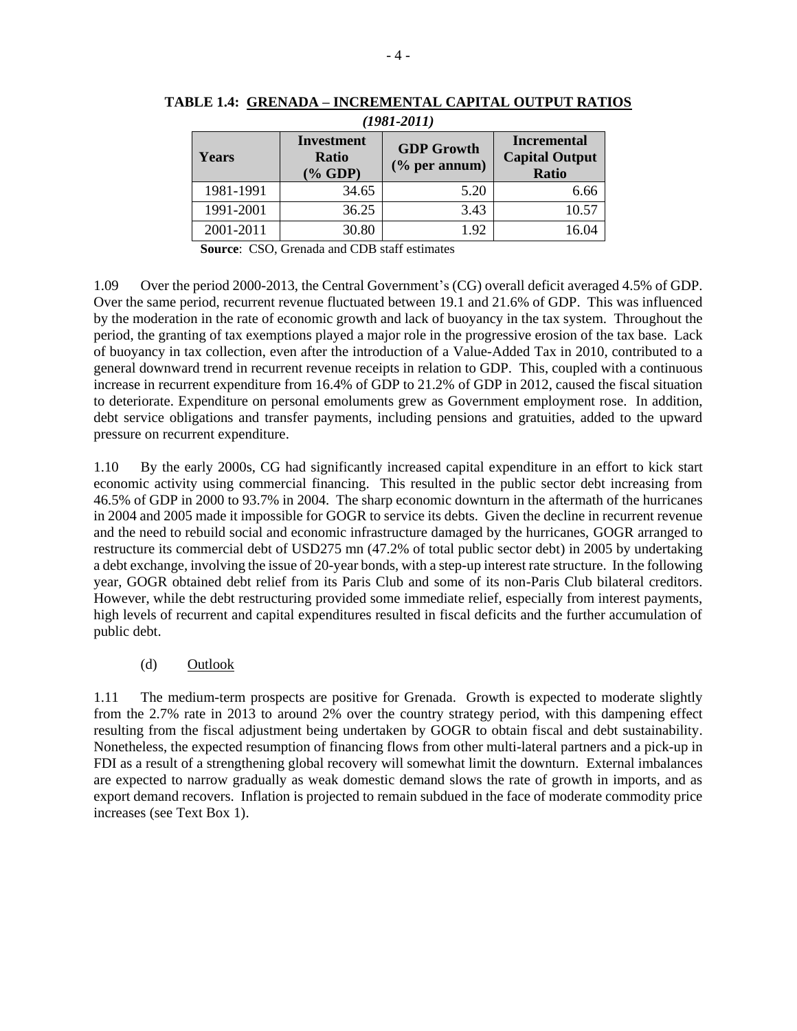**TABLE 1.4: GRENADA – INCREMENTAL CAPITAL OUTPUT RATIOS**

***(1981-2011)***

| Years | Investment Ratio (% GDP) | GDP Growth (% per annum) | Incremental Capital Output Ratio |
|---|---|---|---|
| 1981-1991 | 34.65 | 5.20 | 6.66 |
| 1991-2001 | 36.25 | 3.43 | 10.57 |
| 2001-2011 | 30.80 | 1.92 | 16.04 |

**Source**: CSO, Grenada and CDB staff estimates

1.09 Over the period 2000-2013, the Central Government's (CG) overall deficit averaged 4.5% of GDP. Over the same period, recurrent revenue fluctuated between 19.1 and 21.6% of GDP. This was influenced by the moderation in the rate of economic growth and lack of buoyancy in the tax system. Throughout the period, the granting of tax exemptions played a major role in the progressive erosion of the tax base. Lack of buoyancy in tax collection, even after the introduction of a Value-Added Tax in 2010, contributed to a general downward trend in recurrent revenue receipts in relation to GDP. This, coupled with a continuous increase in recurrent expenditure from 16.4% of GDP to 21.2% of GDP in 2012, caused the fiscal situation to deteriorate. Expenditure on personal emoluments grew as Government employment rose. In addition, debt service obligations and transfer payments, including pensions and gratuities, added to the upward pressure on recurrent expenditure.

1.10 By the early 2000s, CG had significantly increased capital expenditure in an effort to kick start economic activity using commercial financing. This resulted in the public sector debt increasing from 46.5% of GDP in 2000 to 93.7% in 2004. The sharp economic downturn in the aftermath of the hurricanes in 2004 and 2005 made it impossible for GOGR to service its debts. Given the decline in recurrent revenue and the need to rebuild social and economic infrastructure damaged by the hurricanes, GOGR arranged to restructure its commercial debt of USD275 mn (47.2% of total public sector debt) in 2005 by undertaking a debt exchange, involving the issue of 20-year bonds, with a step-up interest rate structure. In the following year, GOGR obtained debt relief from its Paris Club and some of its non-Paris Club bilateral creditors. However, while the debt restructuring provided some immediate relief, especially from interest payments, high levels of recurrent and capital expenditures resulted in fiscal deficits and the further accumulation of public debt.

(d) Outlook

1.11 The medium-term prospects are positive for Grenada. Growth is expected to moderate slightly from the 2.7% rate in 2013 to around 2% over the country strategy period, with this dampening effect resulting from the fiscal adjustment being undertaken by GOGR to obtain fiscal and debt sustainability. Nonetheless, the expected resumption of financing flows from other multi-lateral partners and a pick-up in FDI as a result of a strengthening global recovery will somewhat limit the downturn. External imbalances are expected to narrow gradually as weak domestic demand slows the rate of growth in imports, and as export demand recovers. Inflation is projected to remain subdued in the face of moderate commodity price increases (see Text Box 1).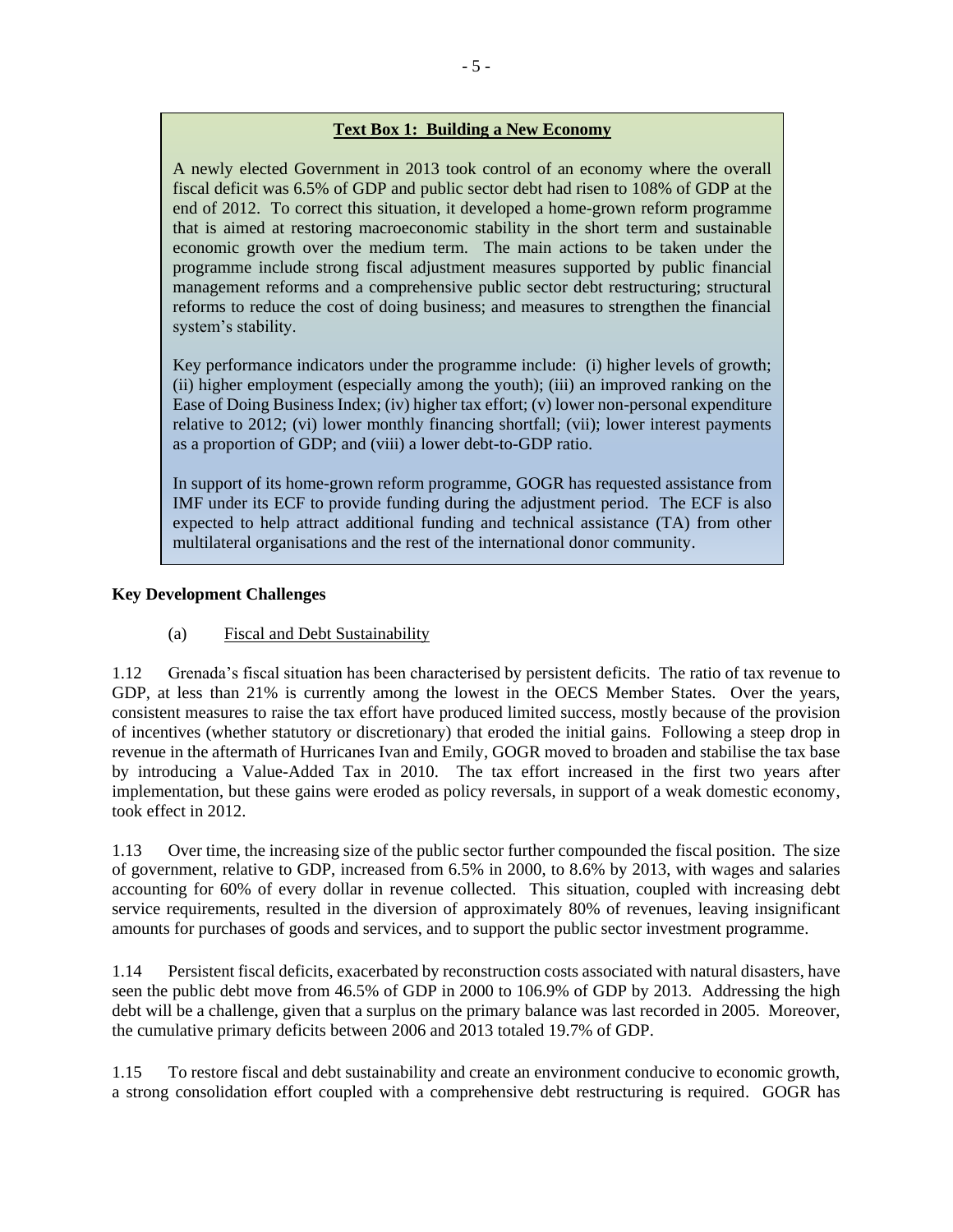**Text Box 1: Building a New Economy**

A newly elected Government in 2013 took control of an economy where the overall fiscal deficit was 6.5% of GDP and public sector debt had risen to 108% of GDP at the end of 2012. To correct this situation, it developed a home-grown reform programme that is aimed at restoring macroeconomic stability in the short term and sustainable economic growth over the medium term. The main actions to be taken under the programme include strong fiscal adjustment measures supported by public financial management reforms and a comprehensive public sector debt restructuring; structural reforms to reduce the cost of doing business; and measures to strengthen the financial system's stability.

Key performance indicators under the programme include: (i) higher levels of growth; (ii) higher employment (especially among the youth); (iii) an improved ranking on the Ease of Doing Business Index; (iv) higher tax effort; (v) lower non-personal expenditure relative to 2012; (vi) lower monthly financing shortfall; (vii); lower interest payments as a proportion of GDP; and (viii) a lower debt-to-GDP ratio.

In support of its home-grown reform programme, GOGR has requested assistance from IMF under its ECF to provide funding during the adjustment period. The ECF is also expected to help attract additional funding and technical assistance (TA) from other multilateral organisations and the rest of the international donor community.

**Key Development Challenges**

(a) Fiscal and Debt Sustainability

1.12 Grenada's fiscal situation has been characterised by persistent deficits. The ratio of tax revenue to GDP, at less than 21% is currently among the lowest in the OECS Member States. Over the years, consistent measures to raise the tax effort have produced limited success, mostly because of the provision of incentives (whether statutory or discretionary) that eroded the initial gains. Following a steep drop in revenue in the aftermath of Hurricanes Ivan and Emily, GOGR moved to broaden and stabilise the tax base by introducing a Value-Added Tax in 2010. The tax effort increased in the first two years after implementation, but these gains were eroded as policy reversals, in support of a weak domestic economy, took effect in 2012.

1.13 Over time, the increasing size of the public sector further compounded the fiscal position. The size of government, relative to GDP, increased from 6.5% in 2000, to 8.6% by 2013, with wages and salaries accounting for 60% of every dollar in revenue collected. This situation, coupled with increasing debt service requirements, resulted in the diversion of approximately 80% of revenues, leaving insignificant amounts for purchases of goods and services, and to support the public sector investment programme.

1.14 Persistent fiscal deficits, exacerbated by reconstruction costs associated with natural disasters, have seen the public debt move from 46.5% of GDP in 2000 to 106.9% of GDP by 2013. Addressing the high debt will be a challenge, given that a surplus on the primary balance was last recorded in 2005. Moreover, the cumulative primary deficits between 2006 and 2013 totaled 19.7% of GDP.

1.15 To restore fiscal and debt sustainability and create an environment conducive to economic growth, a strong consolidation effort coupled with a comprehensive debt restructuring is required. GOGR has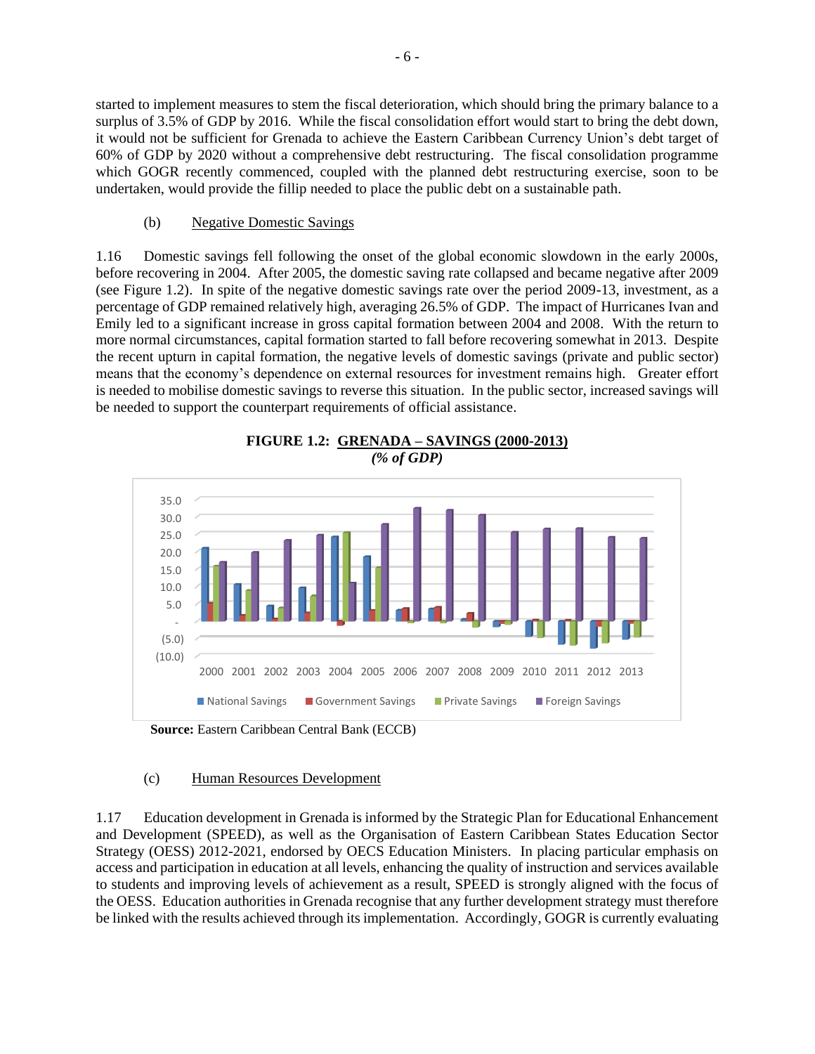started to implement measures to stem the fiscal deterioration, which should bring the primary balance to a surplus of 3.5% of GDP by 2016. While the fiscal consolidation effort would start to bring the debt down, it would not be sufficient for Grenada to achieve the Eastern Caribbean Currency Union's debt target of 60% of GDP by 2020 without a comprehensive debt restructuring. The fiscal consolidation programme which GOGR recently commenced, coupled with the planned debt restructuring exercise, soon to be undertaken, would provide the fillip needed to place the public debt on a sustainable path.

### (b) Negative Domestic Savings

1.16 Domestic savings fell following the onset of the global economic slowdown in the early 2000s, before recovering in 2004. After 2005, the domestic saving rate collapsed and became negative after 2009 (see Figure 1.2). In spite of the negative domestic savings rate over the period 2009-13, investment, as a percentage of GDP remained relatively high, averaging 26.5% of GDP. The impact of Hurricanes Ivan and Emily led to a significant increase in gross capital formation between 2004 and 2008. With the return to more normal circumstances, capital formation started to fall before recovering somewhat in 2013. Despite the recent upturn in capital formation, the negative levels of domestic savings (private and public sector) means that the economy's dependence on external resources for investment remains high. Greater effort is needed to mobilise domestic savings to reverse this situation. In the public sector, increased savings will be needed to support the counterpart requirements of official assistance.

**FIGURE 1.2: GRENADA – SAVINGS (2000-2013)**
***(% of GDP)***

**Source:** Eastern Caribbean Central Bank (ECCB)

### (c) Human Resources Development

1.17 Education development in Grenada is informed by the Strategic Plan for Educational Enhancement and Development (SPEED), as well as the Organisation of Eastern Caribbean States Education Sector Strategy (OESS) 2012-2021, endorsed by OECS Education Ministers. In placing particular emphasis on access and participation in education at all levels, enhancing the quality of instruction and services available to students and improving levels of achievement as a result, SPEED is strongly aligned with the focus of the OESS. Education authorities in Grenada recognise that any further development strategy must therefore be linked with the results achieved through its implementation. Accordingly, GOGR is currently evaluating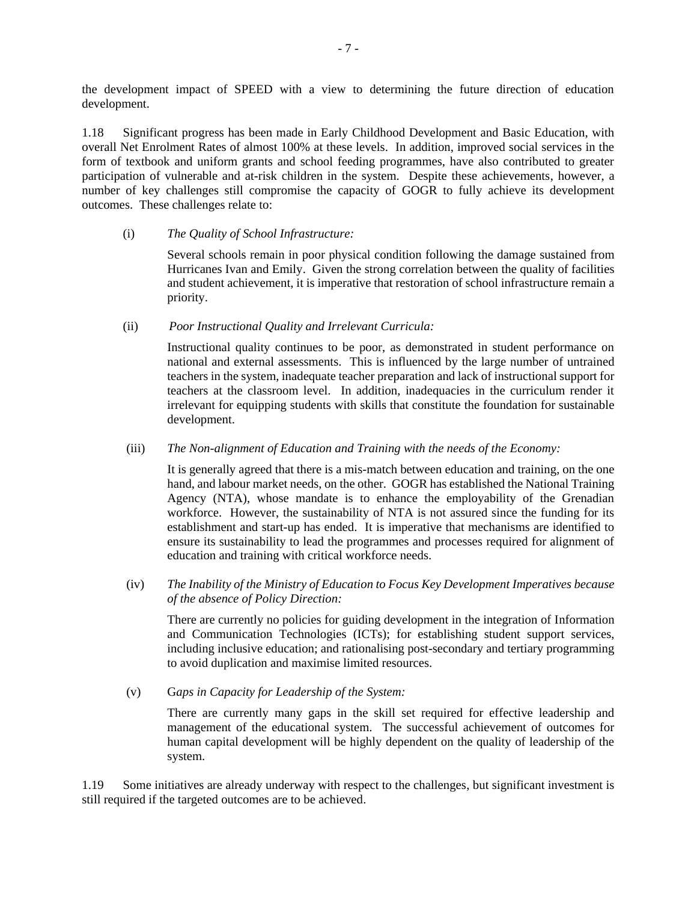the development impact of SPEED with a view to determining the future direction of education development.

1.18 Significant progress has been made in Early Childhood Development and Basic Education, with overall Net Enrolment Rates of almost 100% at these levels. In addition, improved social services in the form of textbook and uniform grants and school feeding programmes, have also contributed to greater participation of vulnerable and at-risk children in the system. Despite these achievements, however, a number of key challenges still compromise the capacity of GOGR to fully achieve its development outcomes. These challenges relate to:

(i) *The Quality of School Infrastructure:*

Several schools remain in poor physical condition following the damage sustained from Hurricanes Ivan and Emily. Given the strong correlation between the quality of facilities and student achievement, it is imperative that restoration of school infrastructure remain a priority.

(ii) *Poor Instructional Quality and Irrelevant Curricula:*

Instructional quality continues to be poor, as demonstrated in student performance on national and external assessments. This is influenced by the large number of untrained teachers in the system, inadequate teacher preparation and lack of instructional support for teachers at the classroom level. In addition, inadequacies in the curriculum render it irrelevant for equipping students with skills that constitute the foundation for sustainable development.

(iii) *The Non-alignment of Education and Training with the needs of the Economy:*

It is generally agreed that there is a mis-match between education and training, on the one hand, and labour market needs, on the other. GOGR has established the National Training Agency (NTA), whose mandate is to enhance the employability of the Grenadian workforce. However, the sustainability of NTA is not assured since the funding for its establishment and start-up has ended. It is imperative that mechanisms are identified to ensure its sustainability to lead the programmes and processes required for alignment of education and training with critical workforce needs.

(iv) *The Inability of the Ministry of Education to Focus Key Development Imperatives because of the absence of Policy Direction:*

There are currently no policies for guiding development in the integration of Information and Communication Technologies (ICTs); for establishing student support services, including inclusive education; and rationalising post-secondary and tertiary programming to avoid duplication and maximise limited resources.

(v) G*aps in Capacity for Leadership of the System:*

There are currently many gaps in the skill set required for effective leadership and management of the educational system. The successful achievement of outcomes for human capital development will be highly dependent on the quality of leadership of the system.

1.19 Some initiatives are already underway with respect to the challenges, but significant investment is still required if the targeted outcomes are to be achieved.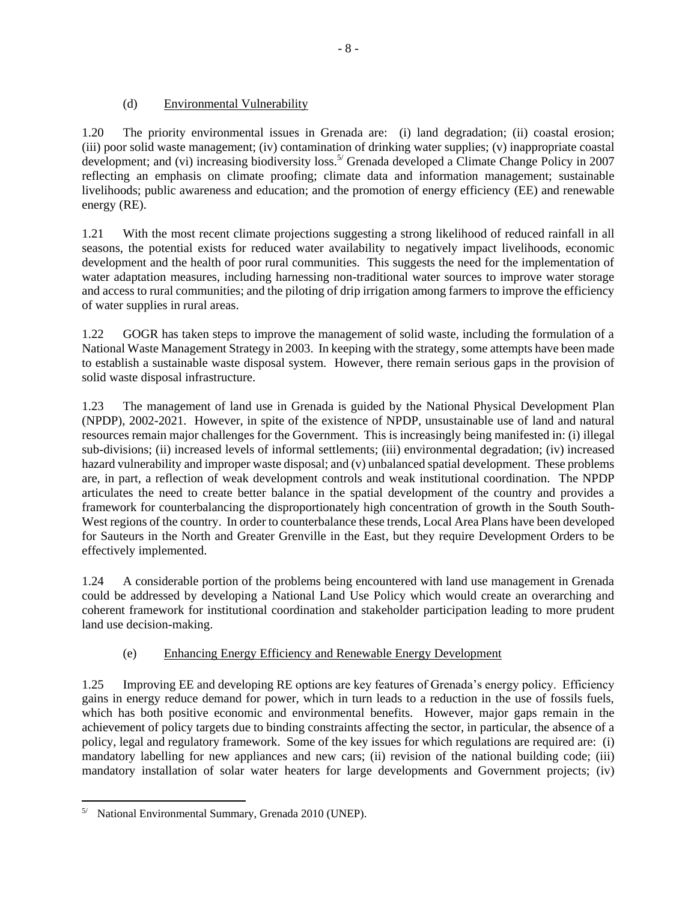(d) Environmental Vulnerability

1.20 The priority environmental issues in Grenada are: (i) land degradation; (ii) coastal erosion; (iii) poor solid waste management; (iv) contamination of drinking water supplies; (v) inappropriate coastal development; and (vi) increasing biodiversity loss.[5/] Grenada developed a Climate Change Policy in 2007 reflecting an emphasis on climate proofing; climate data and information management; sustainable livelihoods; public awareness and education; and the promotion of energy efficiency (EE) and renewable energy (RE).

1.21 With the most recent climate projections suggesting a strong likelihood of reduced rainfall in all seasons, the potential exists for reduced water availability to negatively impact livelihoods, economic development and the health of poor rural communities. This suggests the need for the implementation of water adaptation measures, including harnessing non-traditional water sources to improve water storage and access to rural communities; and the piloting of drip irrigation among farmers to improve the efficiency of water supplies in rural areas.

1.22 GOGR has taken steps to improve the management of solid waste, including the formulation of a National Waste Management Strategy in 2003. In keeping with the strategy, some attempts have been made to establish a sustainable waste disposal system. However, there remain serious gaps in the provision of solid waste disposal infrastructure.

1.23 The management of land use in Grenada is guided by the National Physical Development Plan (NPDP), 2002-2021. However, in spite of the existence of NPDP, unsustainable use of land and natural resources remain major challenges for the Government. This is increasingly being manifested in: (i) illegal sub-divisions; (ii) increased levels of informal settlements; (iii) environmental degradation; (iv) increased hazard vulnerability and improper waste disposal; and (v) unbalanced spatial development. These problems are, in part, a reflection of weak development controls and weak institutional coordination. The NPDP articulates the need to create better balance in the spatial development of the country and provides a framework for counterbalancing the disproportionately high concentration of growth in the South South-West regions of the country. In order to counterbalance these trends, Local Area Plans have been developed for Sauteurs in the North and Greater Grenville in the East, but they require Development Orders to be effectively implemented.

1.24 A considerable portion of the problems being encountered with land use management in Grenada could be addressed by developing a National Land Use Policy which would create an overarching and coherent framework for institutional coordination and stakeholder participation leading to more prudent land use decision-making.

(e) Enhancing Energy Efficiency and Renewable Energy Development

1.25 Improving EE and developing RE options are key features of Grenada's energy policy. Efficiency gains in energy reduce demand for power, which in turn leads to a reduction in the use of fossils fuels, which has both positive economic and environmental benefits. However, major gaps remain in the achievement of policy targets due to binding constraints affecting the sector, in particular, the absence of a policy, legal and regulatory framework. Some of the key issues for which regulations are required are: (i) mandatory labelling for new appliances and new cars; (ii) revision of the national building code; (iii) mandatory installation of solar water heaters for large developments and Government projects; (iv)

---

[5/] National Environmental Summary, Grenada 2010 (UNEP).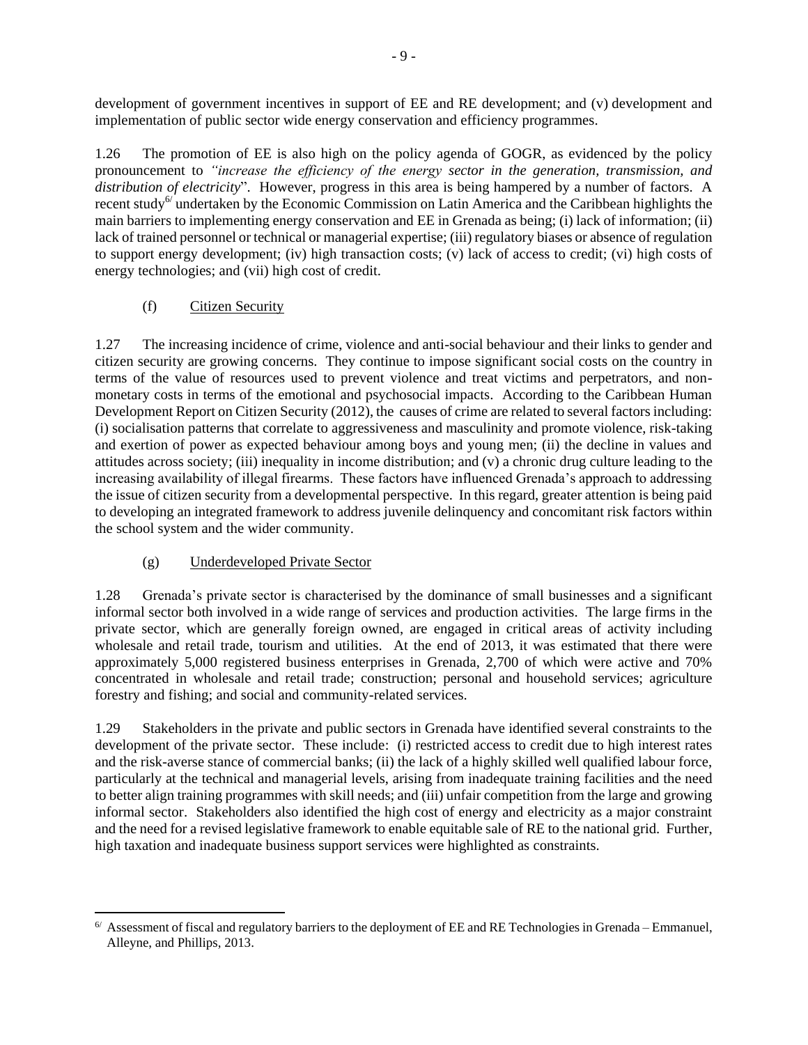development of government incentives in support of EE and RE development; and (v) development and implementation of public sector wide energy conservation and efficiency programmes.

1.26 The promotion of EE is also high on the policy agenda of GOGR, as evidenced by the policy pronouncement to *"increase the efficiency of the energy sector in the generation, transmission, and distribution of electricity*". However, progress in this area is being hampered by a number of factors. A recent study[6/] undertaken by the Economic Commission on Latin America and the Caribbean highlights the main barriers to implementing energy conservation and EE in Grenada as being; (i) lack of information; (ii) lack of trained personnel or technical or managerial expertise; (iii) regulatory biases or absence of regulation to support energy development; (iv) high transaction costs; (v) lack of access to credit; (vi) high costs of energy technologies; and (vii) high cost of credit.

(f) Citizen Security

1.27 The increasing incidence of crime, violence and anti-social behaviour and their links to gender and citizen security are growing concerns. They continue to impose significant social costs on the country in terms of the value of resources used to prevent violence and treat victims and perpetrators, and non-monetary costs in terms of the emotional and psychosocial impacts. According to the Caribbean Human Development Report on Citizen Security (2012), the causes of crime are related to several factors including: (i) socialisation patterns that correlate to aggressiveness and masculinity and promote violence, risk-taking and exertion of power as expected behaviour among boys and young men; (ii) the decline in values and attitudes across society; (iii) inequality in income distribution; and (v) a chronic drug culture leading to the increasing availability of illegal firearms. These factors have influenced Grenada's approach to addressing the issue of citizen security from a developmental perspective. In this regard, greater attention is being paid to developing an integrated framework to address juvenile delinquency and concomitant risk factors within the school system and the wider community.

(g) Underdeveloped Private Sector

1.28 Grenada's private sector is characterised by the dominance of small businesses and a significant informal sector both involved in a wide range of services and production activities. The large firms in the private sector, which are generally foreign owned, are engaged in critical areas of activity including wholesale and retail trade, tourism and utilities. At the end of 2013, it was estimated that there were approximately 5,000 registered business enterprises in Grenada, 2,700 of which were active and 70% concentrated in wholesale and retail trade; construction; personal and household services; agriculture forestry and fishing; and social and community-related services.

1.29 Stakeholders in the private and public sectors in Grenada have identified several constraints to the development of the private sector. These include: (i) restricted access to credit due to high interest rates and the risk-averse stance of commercial banks; (ii) the lack of a highly skilled well qualified labour force, particularly at the technical and managerial levels, arising from inadequate training facilities and the need to better align training programmes with skill needs; and (iii) unfair competition from the large and growing informal sector. Stakeholders also identified the high cost of energy and electricity as a major constraint and the need for a revised legislative framework to enable equitable sale of RE to the national grid. Further, high taxation and inadequate business support services were highlighted as constraints.

---

[6/] Assessment of fiscal and regulatory barriers to the deployment of EE and RE Technologies in Grenada – Emmanuel, Alleyne, and Phillips, 2013.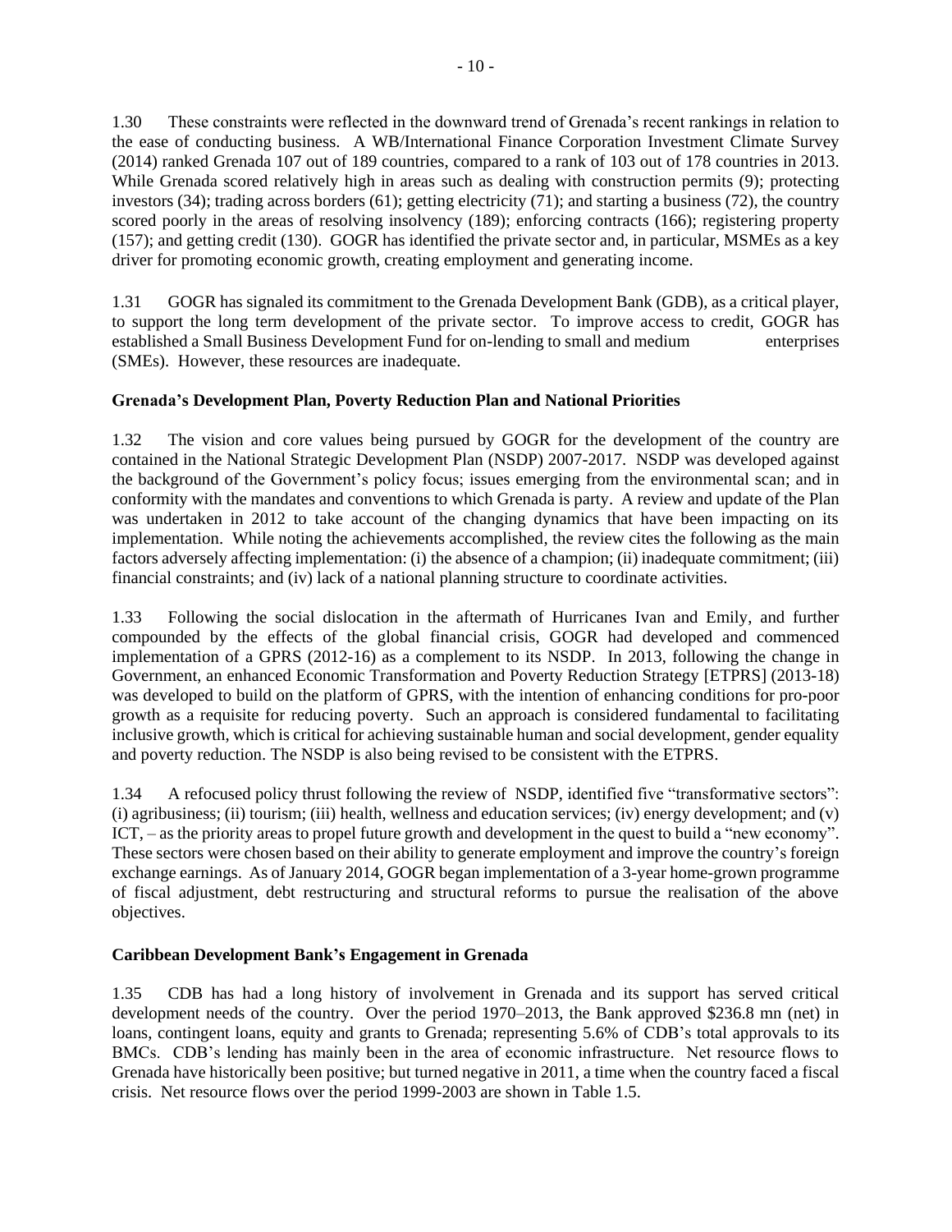1.30 These constraints were reflected in the downward trend of Grenada's recent rankings in relation to the ease of conducting business. A WB/International Finance Corporation Investment Climate Survey (2014) ranked Grenada 107 out of 189 countries, compared to a rank of 103 out of 178 countries in 2013. While Grenada scored relatively high in areas such as dealing with construction permits (9); protecting investors (34); trading across borders (61); getting electricity (71); and starting a business (72), the country scored poorly in the areas of resolving insolvency (189); enforcing contracts (166); registering property (157); and getting credit (130). GOGR has identified the private sector and, in particular, MSMEs as a key driver for promoting economic growth, creating employment and generating income.

1.31 GOGR has signaled its commitment to the Grenada Development Bank (GDB), as a critical player, to support the long term development of the private sector. To improve access to credit, GOGR has established a Small Business Development Fund for on-lending to small and medium enterprises (SMEs). However, these resources are inadequate.

**Grenada's Development Plan, Poverty Reduction Plan and National Priorities**

1.32 The vision and core values being pursued by GOGR for the development of the country are contained in the National Strategic Development Plan (NSDP) 2007-2017. NSDP was developed against the background of the Government's policy focus; issues emerging from the environmental scan; and in conformity with the mandates and conventions to which Grenada is party. A review and update of the Plan was undertaken in 2012 to take account of the changing dynamics that have been impacting on its implementation. While noting the achievements accomplished, the review cites the following as the main factors adversely affecting implementation: (i) the absence of a champion; (ii) inadequate commitment; (iii) financial constraints; and (iv) lack of a national planning structure to coordinate activities.

1.33 Following the social dislocation in the aftermath of Hurricanes Ivan and Emily, and further compounded by the effects of the global financial crisis, GOGR had developed and commenced implementation of a GPRS (2012-16) as a complement to its NSDP. In 2013, following the change in Government, an enhanced Economic Transformation and Poverty Reduction Strategy [ETPRS] (2013-18) was developed to build on the platform of GPRS, with the intention of enhancing conditions for pro-poor growth as a requisite for reducing poverty. Such an approach is considered fundamental to facilitating inclusive growth, which is critical for achieving sustainable human and social development, gender equality and poverty reduction. The NSDP is also being revised to be consistent with the ETPRS.

1.34 A refocused policy thrust following the review of NSDP, identified five "transformative sectors": (i) agribusiness; (ii) tourism; (iii) health, wellness and education services; (iv) energy development; and (v) ICT, – as the priority areas to propel future growth and development in the quest to build a "new economy". These sectors were chosen based on their ability to generate employment and improve the country's foreign exchange earnings. As of January 2014, GOGR began implementation of a 3-year home-grown programme of fiscal adjustment, debt restructuring and structural reforms to pursue the realisation of the above objectives.

**Caribbean Development Bank's Engagement in Grenada**

1.35 CDB has had a long history of involvement in Grenada and its support has served critical development needs of the country. Over the period 1970–2013, the Bank approved $236.8 mn (net) in loans, contingent loans, equity and grants to Grenada; representing 5.6% of CDB's total approvals to its BMCs. CDB's lending has mainly been in the area of economic infrastructure. Net resource flows to Grenada have historically been positive; but turned negative in 2011, a time when the country faced a fiscal crisis. Net resource flows over the period 1999-2003 are shown in Table 1.5.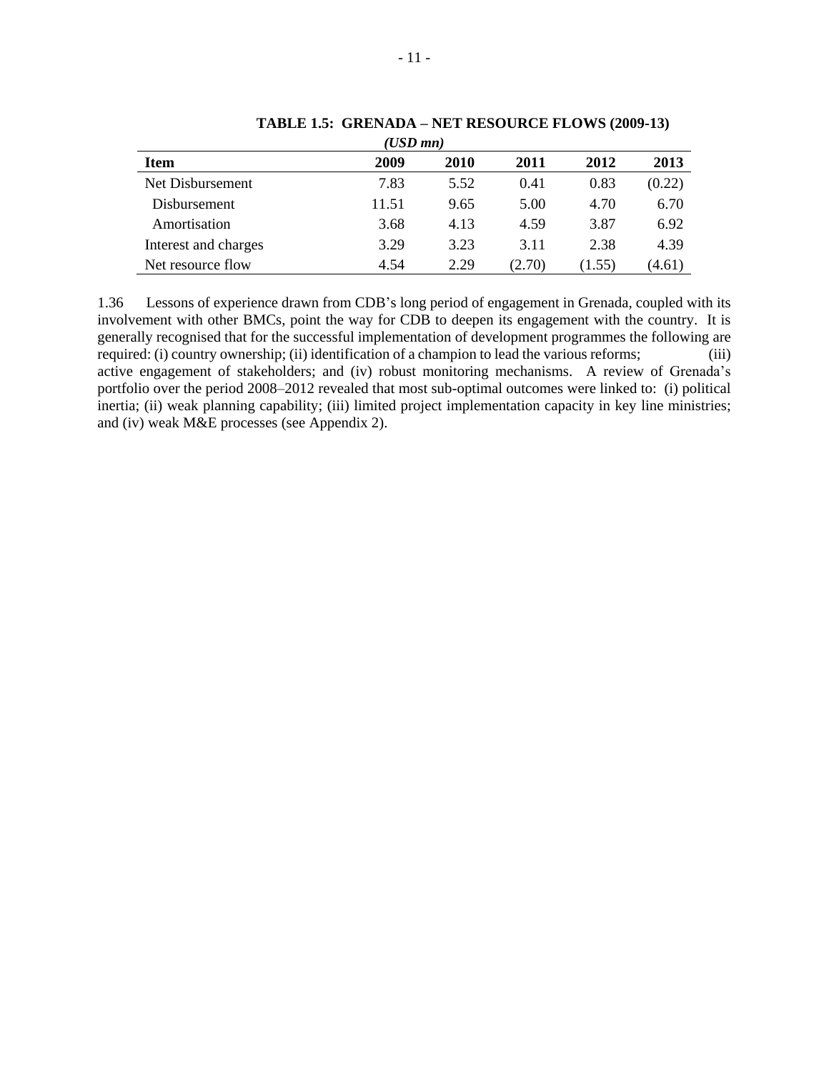**TABLE 1.5: GRENADA – NET RESOURCE FLOWS (2009-13)**

***(USD mn)***

| Item | 2009 | 2010 | 2011 | 2012 | 2013 |
|---|---|---|---|---|---|
| Net Disbursement | 7.83 | 5.52 | 0.41 | 0.83 | (0.22) |
| Disbursement | 11.51 | 9.65 | 5.00 | 4.70 | 6.70 |
| Amortisation | 3.68 | 4.13 | 4.59 | 3.87 | 6.92 |
| Interest and charges | 3.29 | 3.23 | 3.11 | 2.38 | 4.39 |
| Net resource flow | 4.54 | 2.29 | (2.70) | (1.55) | (4.61) |

1.36 Lessons of experience drawn from CDB's long period of engagement in Grenada, coupled with its involvement with other BMCs, point the way for CDB to deepen its engagement with the country. It is generally recognised that for the successful implementation of development programmes the following are required: (i) country ownership; (ii) identification of a champion to lead the various reforms; (iii) active engagement of stakeholders; and (iv) robust monitoring mechanisms. A review of Grenada's portfolio over the period 2008–2012 revealed that most sub-optimal outcomes were linked to: (i) political inertia; (ii) weak planning capability; (iii) limited project implementation capacity in key line ministries; and (iv) weak M&E processes (see Appendix 2).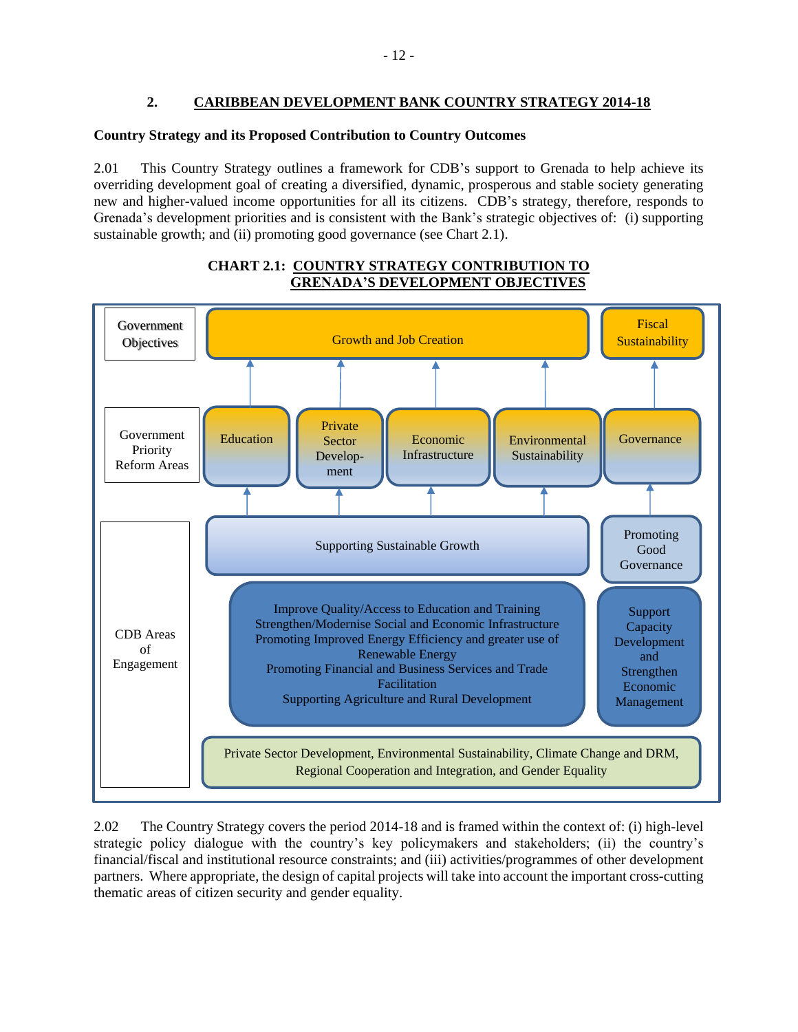## 2. CARIBBEAN DEVELOPMENT BANK COUNTRY STRATEGY 2014-18

**Country Strategy and its Proposed Contribution to Country Outcomes**

2.01 This Country Strategy outlines a framework for CDB's support to Grenada to help achieve its overriding development goal of creating a diversified, dynamic, prosperous and stable society generating new and higher-valued income opportunities for all its citizens. CDB's strategy, therefore, responds to Grenada's development priorities and is consistent with the Bank's strategic objectives of: (i) supporting sustainable growth; and (ii) promoting good governance (see Chart 2.1).

**CHART 2.1: COUNTRY STRATEGY CONTRIBUTION TO GRENADA'S DEVELOPMENT OBJECTIVES**

| | | | | | |
|---|---|---|---|---|---|
| Government Objectives | Growth and Job Creation | | | | Fiscal Sustainability |
| Government Priority Reform Areas | Education | Private Sector Development | Economic Infrastructure | Environmental Sustainability | Governance |
| CDB Areas of Engagement | Supporting Sustainable Growth | | | | Promoting Good Governance |
| | Improve Quality/Access to Education and Training<br>Strengthen/Modernise Social and Economic Infrastructure<br>Promoting Improved Energy Efficiency and greater use of Renewable Energy<br>Promoting Financial and Business Services and Trade Facilitation<br>Supporting Agriculture and Rural Development | | | | Support Capacity Development and Strengthen Economic Management |
| | Private Sector Development, Environmental Sustainability, Climate Change and DRM, Regional Cooperation and Integration, and Gender Equality | | | | |

2.02 The Country Strategy covers the period 2014-18 and is framed within the context of: (i) high-level strategic policy dialogue with the country's key policymakers and stakeholders; (ii) the country's financial/fiscal and institutional resource constraints; and (iii) activities/programmes of other development partners. Where appropriate, the design of capital projects will take into account the important cross-cutting thematic areas of citizen security and gender equality.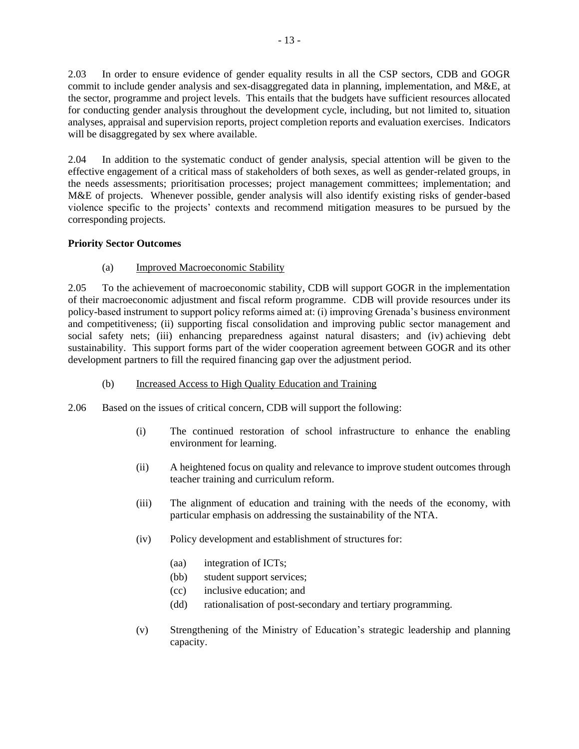2.03 In order to ensure evidence of gender equality results in all the CSP sectors, CDB and GOGR commit to include gender analysis and sex-disaggregated data in planning, implementation, and M&E, at the sector, programme and project levels. This entails that the budgets have sufficient resources allocated for conducting gender analysis throughout the development cycle, including, but not limited to, situation analyses, appraisal and supervision reports, project completion reports and evaluation exercises. Indicators will be disaggregated by sex where available.

2.04 In addition to the systematic conduct of gender analysis, special attention will be given to the effective engagement of a critical mass of stakeholders of both sexes, as well as gender-related groups, in the needs assessments; prioritisation processes; project management committees; implementation; and M&E of projects. Whenever possible, gender analysis will also identify existing risks of gender-based violence specific to the projects' contexts and recommend mitigation measures to be pursued by the corresponding projects.

**Priority Sector Outcomes**

(a) Improved Macroeconomic Stability

2.05 To the achievement of macroeconomic stability, CDB will support GOGR in the implementation of their macroeconomic adjustment and fiscal reform programme. CDB will provide resources under its policy-based instrument to support policy reforms aimed at: (i) improving Grenada's business environment and competitiveness; (ii) supporting fiscal consolidation and improving public sector management and social safety nets; (iii) enhancing preparedness against natural disasters; and (iv) achieving debt sustainability. This support forms part of the wider cooperation agreement between GOGR and its other development partners to fill the required financing gap over the adjustment period.

(b) Increased Access to High Quality Education and Training

2.06 Based on the issues of critical concern, CDB will support the following:

(i) The continued restoration of school infrastructure to enhance the enabling environment for learning.

(ii) A heightened focus on quality and relevance to improve student outcomes through teacher training and curriculum reform.

(iii) The alignment of education and training with the needs of the economy, with particular emphasis on addressing the sustainability of the NTA.

(iv) Policy development and establishment of structures for:

(aa) integration of ICTs;
(bb) student support services;
(cc) inclusive education; and
(dd) rationalisation of post-secondary and tertiary programming.

(v) Strengthening of the Ministry of Education's strategic leadership and planning capacity.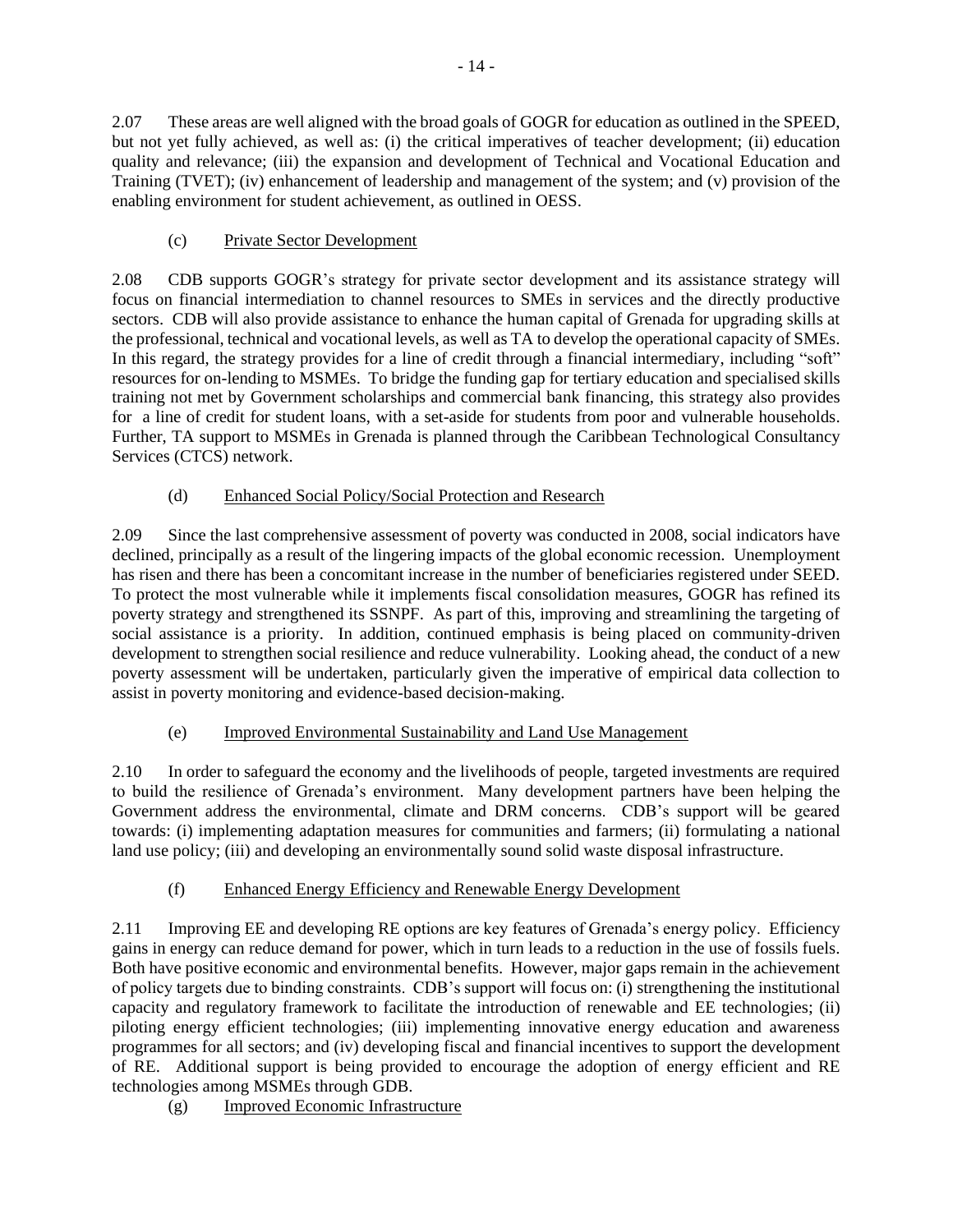2.07 These areas are well aligned with the broad goals of GOGR for education as outlined in the SPEED, but not yet fully achieved, as well as: (i) the critical imperatives of teacher development; (ii) education quality and relevance; (iii) the expansion and development of Technical and Vocational Education and Training (TVET); (iv) enhancement of leadership and management of the system; and (v) provision of the enabling environment for student achievement, as outlined in OESS.

(c) Private Sector Development

2.08 CDB supports GOGR's strategy for private sector development and its assistance strategy will focus on financial intermediation to channel resources to SMEs in services and the directly productive sectors. CDB will also provide assistance to enhance the human capital of Grenada for upgrading skills at the professional, technical and vocational levels, as well as TA to develop the operational capacity of SMEs. In this regard, the strategy provides for a line of credit through a financial intermediary, including "soft" resources for on-lending to MSMEs. To bridge the funding gap for tertiary education and specialised skills training not met by Government scholarships and commercial bank financing, this strategy also provides for a line of credit for student loans, with a set-aside for students from poor and vulnerable households. Further, TA support to MSMEs in Grenada is planned through the Caribbean Technological Consultancy Services (CTCS) network.

(d) Enhanced Social Policy/Social Protection and Research

2.09 Since the last comprehensive assessment of poverty was conducted in 2008, social indicators have declined, principally as a result of the lingering impacts of the global economic recession. Unemployment has risen and there has been a concomitant increase in the number of beneficiaries registered under SEED. To protect the most vulnerable while it implements fiscal consolidation measures, GOGR has refined its poverty strategy and strengthened its SSNPF. As part of this, improving and streamlining the targeting of social assistance is a priority. In addition, continued emphasis is being placed on community-driven development to strengthen social resilience and reduce vulnerability. Looking ahead, the conduct of a new poverty assessment will be undertaken, particularly given the imperative of empirical data collection to assist in poverty monitoring and evidence-based decision-making.

(e) Improved Environmental Sustainability and Land Use Management

2.10 In order to safeguard the economy and the livelihoods of people, targeted investments are required to build the resilience of Grenada's environment. Many development partners have been helping the Government address the environmental, climate and DRM concerns. CDB's support will be geared towards: (i) implementing adaptation measures for communities and farmers; (ii) formulating a national land use policy; (iii) and developing an environmentally sound solid waste disposal infrastructure.

(f) Enhanced Energy Efficiency and Renewable Energy Development

2.11 Improving EE and developing RE options are key features of Grenada's energy policy. Efficiency gains in energy can reduce demand for power, which in turn leads to a reduction in the use of fossils fuels. Both have positive economic and environmental benefits. However, major gaps remain in the achievement of policy targets due to binding constraints. CDB's support will focus on: (i) strengthening the institutional capacity and regulatory framework to facilitate the introduction of renewable and EE technologies; (ii) piloting energy efficient technologies; (iii) implementing innovative energy education and awareness programmes for all sectors; and (iv) developing fiscal and financial incentives to support the development of RE. Additional support is being provided to encourage the adoption of energy efficient and RE technologies among MSMEs through GDB.

(g) Improved Economic Infrastructure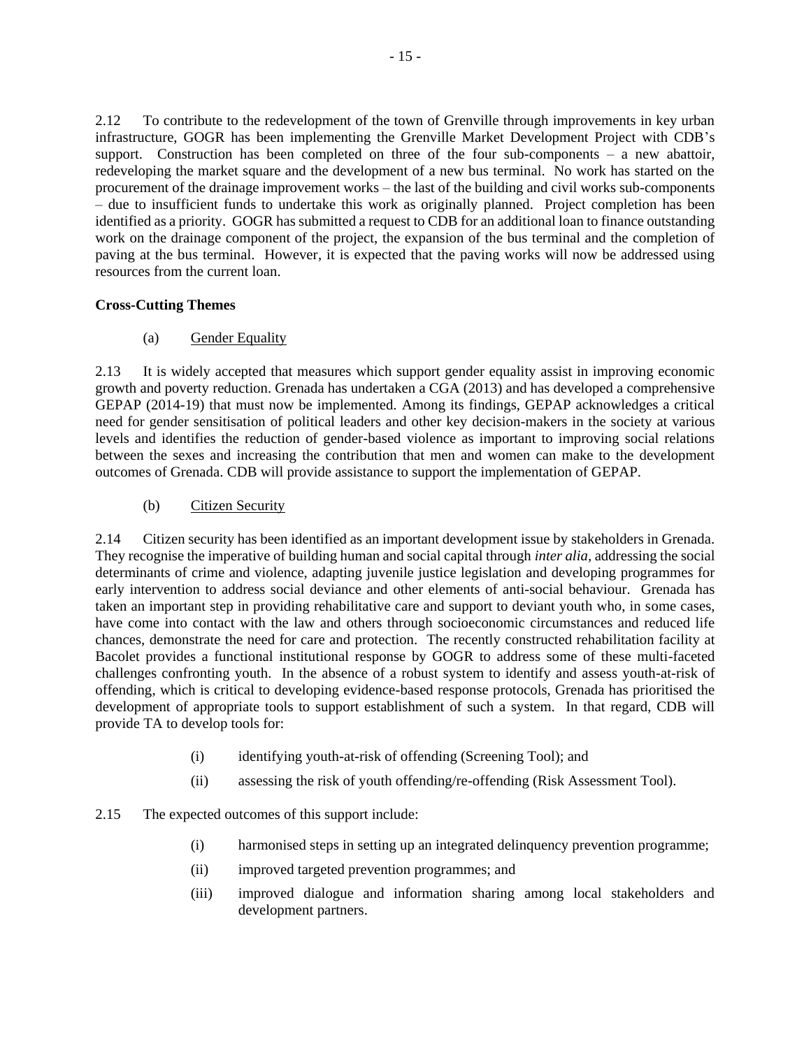2.12 To contribute to the redevelopment of the town of Grenville through improvements in key urban infrastructure, GOGR has been implementing the Grenville Market Development Project with CDB's support. Construction has been completed on three of the four sub-components – a new abattoir, redeveloping the market square and the development of a new bus terminal. No work has started on the procurement of the drainage improvement works – the last of the building and civil works sub-components – due to insufficient funds to undertake this work as originally planned. Project completion has been identified as a priority. GOGR has submitted a request to CDB for an additional loan to finance outstanding work on the drainage component of the project, the expansion of the bus terminal and the completion of paving at the bus terminal. However, it is expected that the paving works will now be addressed using resources from the current loan.

**Cross-Cutting Themes**

(a) Gender Equality

2.13 It is widely accepted that measures which support gender equality assist in improving economic growth and poverty reduction. Grenada has undertaken a CGA (2013) and has developed a comprehensive GEPAP (2014-19) that must now be implemented. Among its findings, GEPAP acknowledges a critical need for gender sensitisation of political leaders and other key decision-makers in the society at various levels and identifies the reduction of gender-based violence as important to improving social relations between the sexes and increasing the contribution that men and women can make to the development outcomes of Grenada. CDB will provide assistance to support the implementation of GEPAP.

(b) Citizen Security

2.14 Citizen security has been identified as an important development issue by stakeholders in Grenada. They recognise the imperative of building human and social capital through *inter alia,* addressing the social determinants of crime and violence, adapting juvenile justice legislation and developing programmes for early intervention to address social deviance and other elements of anti-social behaviour. Grenada has taken an important step in providing rehabilitative care and support to deviant youth who, in some cases, have come into contact with the law and others through socioeconomic circumstances and reduced life chances, demonstrate the need for care and protection. The recently constructed rehabilitation facility at Bacolet provides a functional institutional response by GOGR to address some of these multi-faceted challenges confronting youth. In the absence of a robust system to identify and assess youth-at-risk of offending, which is critical to developing evidence-based response protocols, Grenada has prioritised the development of appropriate tools to support establishment of such a system. In that regard, CDB will provide TA to develop tools for:

(i) identifying youth-at-risk of offending (Screening Tool); and

(ii) assessing the risk of youth offending/re-offending (Risk Assessment Tool).

2.15 The expected outcomes of this support include:

(i) harmonised steps in setting up an integrated delinquency prevention programme;

(ii) improved targeted prevention programmes; and

(iii) improved dialogue and information sharing among local stakeholders and development partners.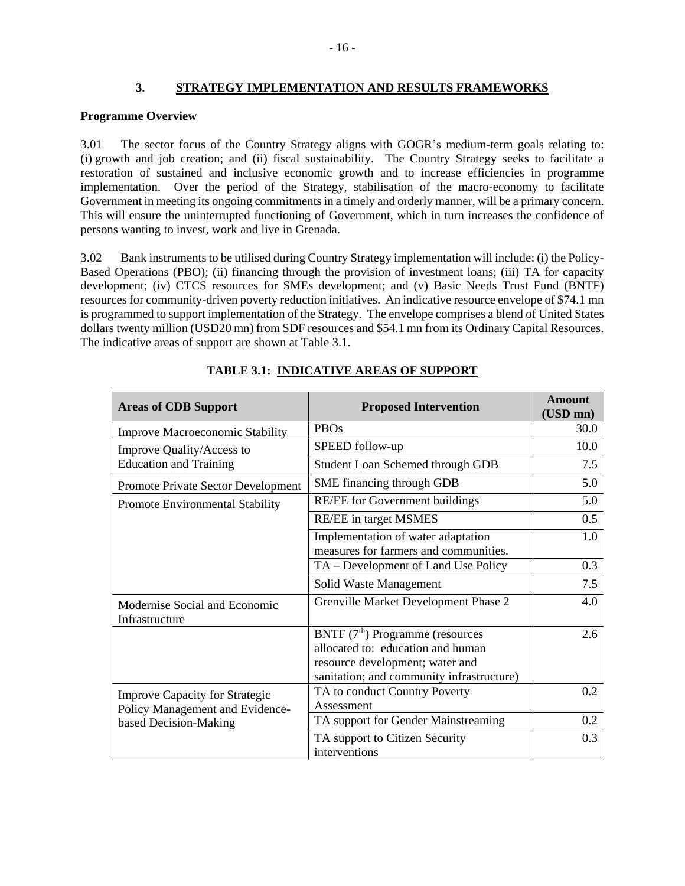## 3. STRATEGY IMPLEMENTATION AND RESULTS FRAMEWORKS

### Programme Overview

3.01 The sector focus of the Country Strategy aligns with GOGR's medium-term goals relating to: (i) growth and job creation; and (ii) fiscal sustainability. The Country Strategy seeks to facilitate a restoration of sustained and inclusive economic growth and to increase efficiencies in programme implementation. Over the period of the Strategy, stabilisation of the macro-economy to facilitate Government in meeting its ongoing commitments in a timely and orderly manner, will be a primary concern. This will ensure the uninterrupted functioning of Government, which in turn increases the confidence of persons wanting to invest, work and live in Grenada.

3.02 Bank instruments to be utilised during Country Strategy implementation will include: (i) the Policy-Based Operations (PBO); (ii) financing through the provision of investment loans; (iii) TA for capacity development; (iv) CTCS resources for SMEs development; and (v) Basic Needs Trust Fund (BNTF) resources for community-driven poverty reduction initiatives. An indicative resource envelope of $74.1 mn is programmed to support implementation of the Strategy. The envelope comprises a blend of United States dollars twenty million (USD20 mn) from SDF resources and $54.1 mn from its Ordinary Capital Resources. The indicative areas of support are shown at Table 3.1.

**TABLE 3.1: INDICATIVE AREAS OF SUPPORT**

| Areas of CDB Support | Proposed Intervention | Amount (USD mn) |
|---|---|---|
| Improve Macroeconomic Stability | PBOs | 30.0 |
| Improve Quality/Access to Education and Training | SPEED follow-up | 10.0 |
| | Student Loan Schemed through GDB | 7.5 |
| Promote Private Sector Development | SME financing through GDB | 5.0 |
| Promote Environmental Stability | RE/EE for Government buildings | 5.0 |
| | RE/EE in target MSMES | 0.5 |
| | Implementation of water adaptation measures for farmers and communities. | 1.0 |
| | TA – Development of Land Use Policy | 0.3 |
| | Solid Waste Management | 7.5 |
| Modernise Social and Economic Infrastructure | Grenville Market Development Phase 2 | 4.0 |
| | BNTF (7th) Programme (resources allocated to: education and human resource development; water and sanitation; and community infrastructure) | 2.6 |
| Improve Capacity for Strategic Policy Management and Evidence-based Decision-Making | TA to conduct Country Poverty Assessment | 0.2 |
| | TA support for Gender Mainstreaming | 0.2 |
| | TA support to Citizen Security interventions | 0.3 |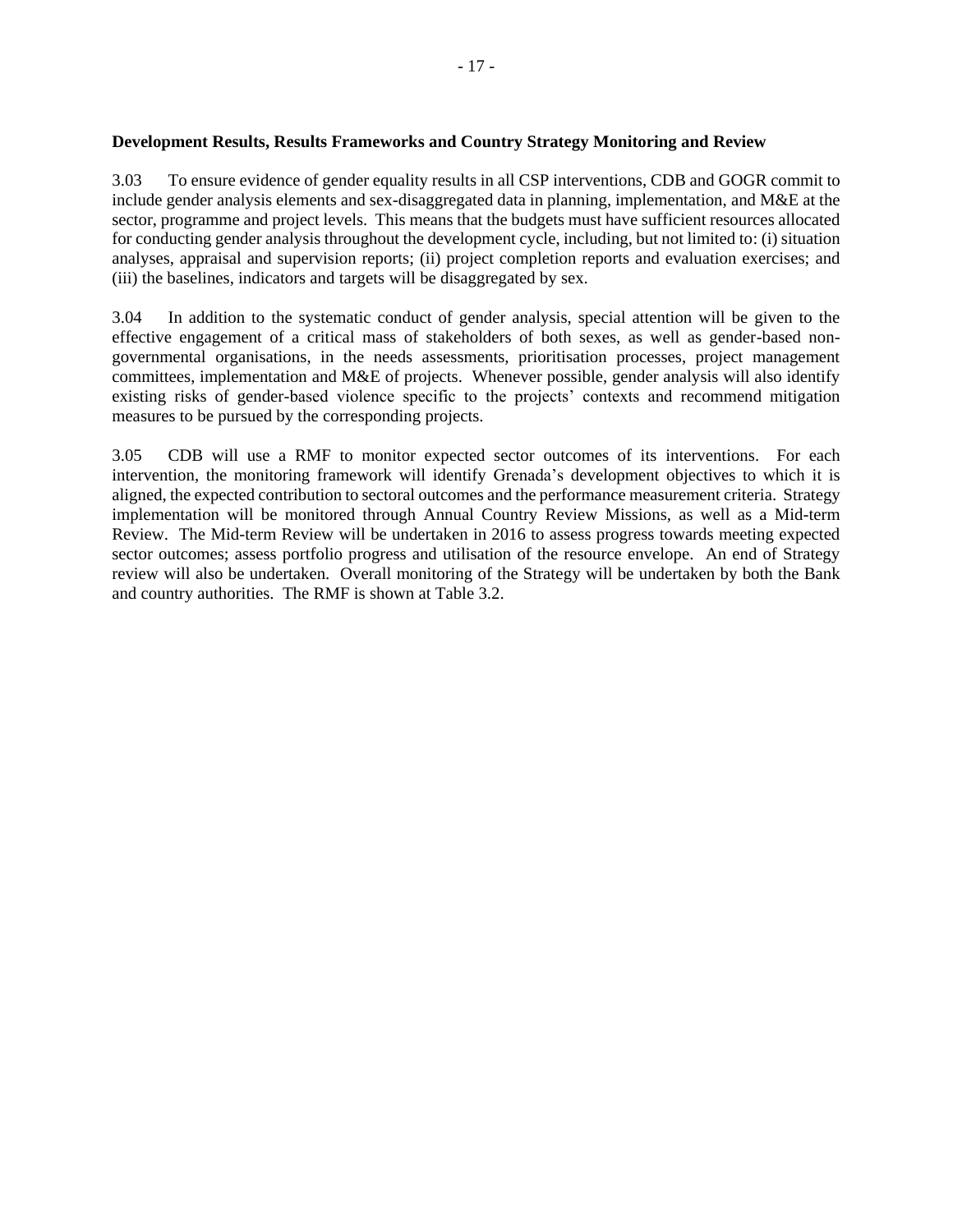**Development Results, Results Frameworks and Country Strategy Monitoring and Review**

3.03 To ensure evidence of gender equality results in all CSP interventions, CDB and GOGR commit to include gender analysis elements and sex-disaggregated data in planning, implementation, and M&E at the sector, programme and project levels. This means that the budgets must have sufficient resources allocated for conducting gender analysis throughout the development cycle, including, but not limited to: (i) situation analyses, appraisal and supervision reports; (ii) project completion reports and evaluation exercises; and (iii) the baselines, indicators and targets will be disaggregated by sex.

3.04 In addition to the systematic conduct of gender analysis, special attention will be given to the effective engagement of a critical mass of stakeholders of both sexes, as well as gender-based non-governmental organisations, in the needs assessments, prioritisation processes, project management committees, implementation and M&E of projects. Whenever possible, gender analysis will also identify existing risks of gender-based violence specific to the projects' contexts and recommend mitigation measures to be pursued by the corresponding projects.

3.05 CDB will use a RMF to monitor expected sector outcomes of its interventions. For each intervention, the monitoring framework will identify Grenada's development objectives to which it is aligned, the expected contribution to sectoral outcomes and the performance measurement criteria. Strategy implementation will be monitored through Annual Country Review Missions, as well as a Mid-term Review. The Mid-term Review will be undertaken in 2016 to assess progress towards meeting expected sector outcomes; assess portfolio progress and utilisation of the resource envelope. An end of Strategy review will also be undertaken. Overall monitoring of the Strategy will be undertaken by both the Bank and country authorities. The RMF is shown at Table 3.2.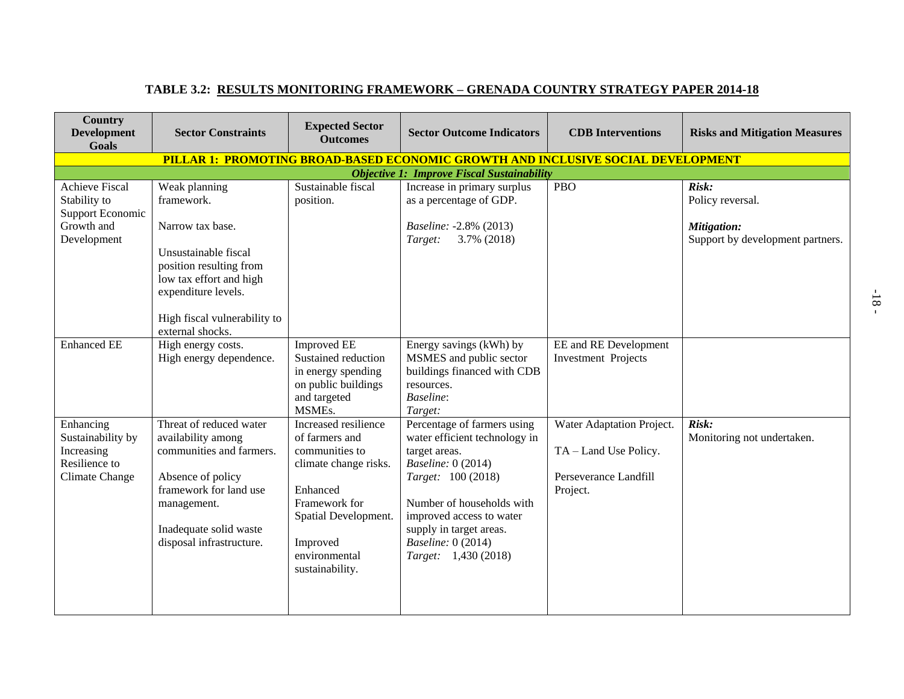## TABLE 3.2: RESULTS MONITORING FRAMEWORK – GRENADA COUNTRY STRATEGY PAPER 2014-18

| Country Development Goals | Sector Constraints | Expected Sector Outcomes | Sector Outcome Indicators | CDB Interventions | Risks and Mitigation Measures |
|---|---|---|---|---|---|
| **PILLAR 1: PROMOTING BROAD-BASED ECONOMIC GROWTH AND INCLUSIVE SOCIAL DEVELOPMENT** | | | | | |
| ***Objective 1: Improve Fiscal Sustainability*** | | | | | |
| Achieve Fiscal Stability to Support Economic Growth and Development | Weak planning framework.<br><br>Narrow tax base.<br><br>Unsustainable fiscal position resulting from low tax effort and high expenditure levels.<br><br>High fiscal vulnerability to external shocks. | Sustainable fiscal position. | Increase in primary surplus as a percentage of GDP.<br><br>*Baseline:* -2.8% (2013)<br>*Target:* 3.7% (2018) | PBO | ***Risk:***<br>Policy reversal.<br><br>***Mitigation:***<br>Support by development partners. |
| Enhanced EE | High energy costs.<br>High energy dependence. | Improved EE<br>Sustained reduction in energy spending on public buildings and targeted MSMEs. | Energy savings (kWh) by MSMES and public sector buildings financed with CDB resources.<br>*Baseline*:<br>*Target:* | EE and RE Development Investment Projects | |
| Enhancing Sustainability by Increasing Resilience to Climate Change | Threat of reduced water availability among communities and farmers.<br><br>Absence of policy framework for land use management.<br><br>Inadequate solid waste disposal infrastructure. | Increased resilience of farmers and communities to climate change risks.<br><br>Enhanced Framework for Spatial Development.<br><br>Improved environmental sustainability. | Percentage of farmers using water efficient technology in target areas.<br>*Baseline:* 0 (2014)<br>*Target:* 100 (2018)<br><br>Number of households with improved access to water supply in target areas.<br>*Baseline:* 0 (2014)<br>*Target:* 1,430 (2018) | Water Adaptation Project.<br><br>TA – Land Use Policy.<br><br>Perseverance Landfill Project. | ***Risk:***<br>Monitoring not undertaken. |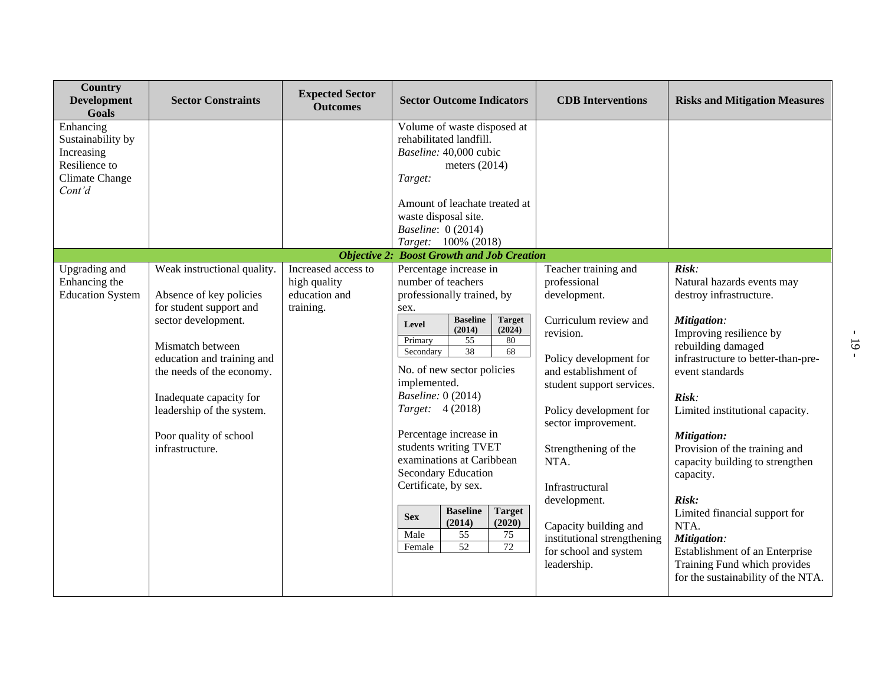| Country Development Goals | Sector Constraints | Expected Sector Outcomes | Sector Outcome Indicators | CDB Interventions | Risks and Mitigation Measures |
|---|---|---|---|---|---|
| Enhancing Sustainability by Increasing Resilience to Climate Change *Cont'd* | | | Volume of waste disposed at rehabilitated landfill.<br>*Baseline:* 40,000 cubic meters (2014)<br>*Target:*<br><br>Amount of leachate treated at waste disposal site.<br>*Baseline*: 0 (2014)<br>*Target:* 100% (2018) | | |
| ***Objective 2: Boost Growth and Job Creation*** | | | | | |
| Upgrading and Enhancing the Education System | Weak instructional quality.<br><br>Absence of key policies for student support and sector development.<br><br>Mismatch between education and training and the needs of the economy.<br><br>Inadequate capacity for leadership of the system.<br><br>Poor quality of school infrastructure. | Increased access to high quality education and training. | Percentage increase in number of teachers professionally trained, by sex.<br><br>**Level** / **Baseline (2014)** / **Target (2024)**:<br>Primary: 55 / 80<br>Secondary: 38 / 68<br><br>No. of new sector policies implemented.<br>*Baseline:* 0 (2014)<br>*Target:* 4 (2018)<br><br>Percentage increase in students writing TVET examinations at Caribbean Secondary Education Certificate, by sex.<br><br>**Sex** / **Baseline (2014)** / **Target (2020)**:<br>Male: 55 / 75<br>Female: 52 / 72 | Teacher training and professional development.<br><br>Curriculum review and revision.<br><br>Policy development for and establishment of student support services.<br><br>Policy development for sector improvement.<br><br>Strengthening of the NTA.<br><br>Infrastructural development.<br><br>Capacity building and institutional strengthening for school and system leadership. | ***Risk:***<br>Natural hazards events may destroy infrastructure.<br><br>***Mitigation:***<br>Improving resilience by rebuilding damaged infrastructure to better-than-pre-event standards<br><br>***Risk:***<br>Limited institutional capacity.<br><br>***Mitigation:***<br>Provision of the training and capacity building to strengthen capacity.<br><br>***Risk:***<br>Limited financial support for NTA.<br>***Mitigation:***<br>Establishment of an Enterprise Training Fund which provides for the sustainability of the NTA. |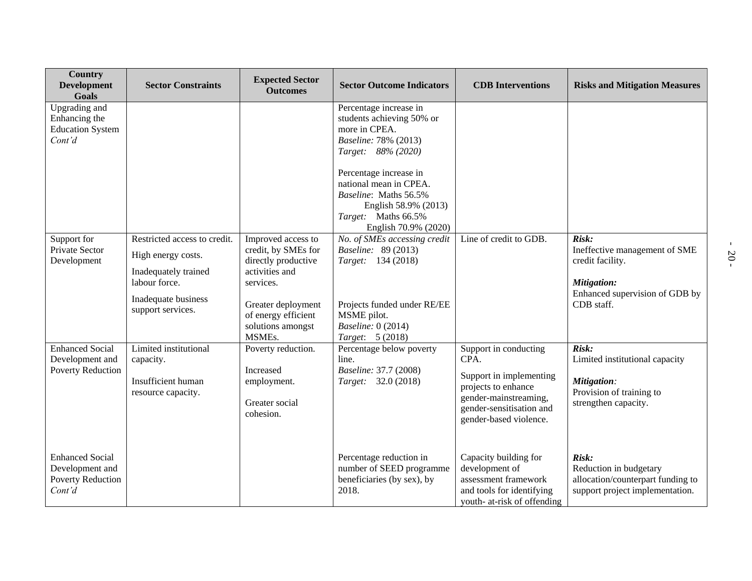| Country Development Goals | Sector Constraints | Expected Sector Outcomes | Sector Outcome Indicators | CDB Interventions | Risks and Mitigation Measures |
|---|---|---|---|---|---|
| Upgrading and Enhancing the Education System *Cont'd* | | | Percentage increase in students achieving 50% or more in CPEA.<br>*Baseline:* 78% (2013)<br>*Target: 88% (2020)*<br><br>Percentage increase in national mean in CPEA.<br>*Baseline*: Maths 56.5% English 58.9% (2013)<br>*Target:* Maths 66.5% English 70.9% (2020) | | |
| Support for Private Sector Development | Restricted access to credit.<br><br>High energy costs.<br><br>Inadequately trained labour force.<br><br>Inadequate business support services. | Improved access to credit, by SMEs for directly productive activities and services.<br><br>Greater deployment of energy efficient solutions amongst MSMEs. | *No. of SMEs accessing credit*<br>*Baseline:* 89 (2013)<br>*Target:* 134 (2018)<br><br>Projects funded under RE/EE MSME pilot.<br>*Baseline:* 0 (2014)<br>*Target*: 5 (2018) | Line of credit to GDB. | ***Risk:***<br>Ineffective management of SME credit facility.<br><br>***Mitigation:***<br>Enhanced supervision of GDB by CDB staff. |
| Enhanced Social Development and Poverty Reduction | Limited institutional capacity.<br><br>Insufficient human resource capacity. | Poverty reduction.<br><br>Increased employment.<br><br>Greater social cohesion. | Percentage below poverty line.<br>*Baseline:* 37.7 (2008)<br>*Target:* 32.0 (2018) | Support in conducting CPA.<br><br>Support in implementing projects to enhance gender-mainstreaming, gender-sensitisation and gender-based violence. | ***Risk:***<br>Limited institutional capacity<br><br>***Mitigation****:*<br>Provision of training to strengthen capacity. |
| Enhanced Social Development and Poverty Reduction *Cont'd* | | | Percentage reduction in number of SEED programme beneficiaries (by sex), by 2018. | Capacity building for development of assessment framework and tools for identifying youth- at-risk of offending | ***Risk:***<br>Reduction in budgetary allocation/counterpart funding to support project implementation. |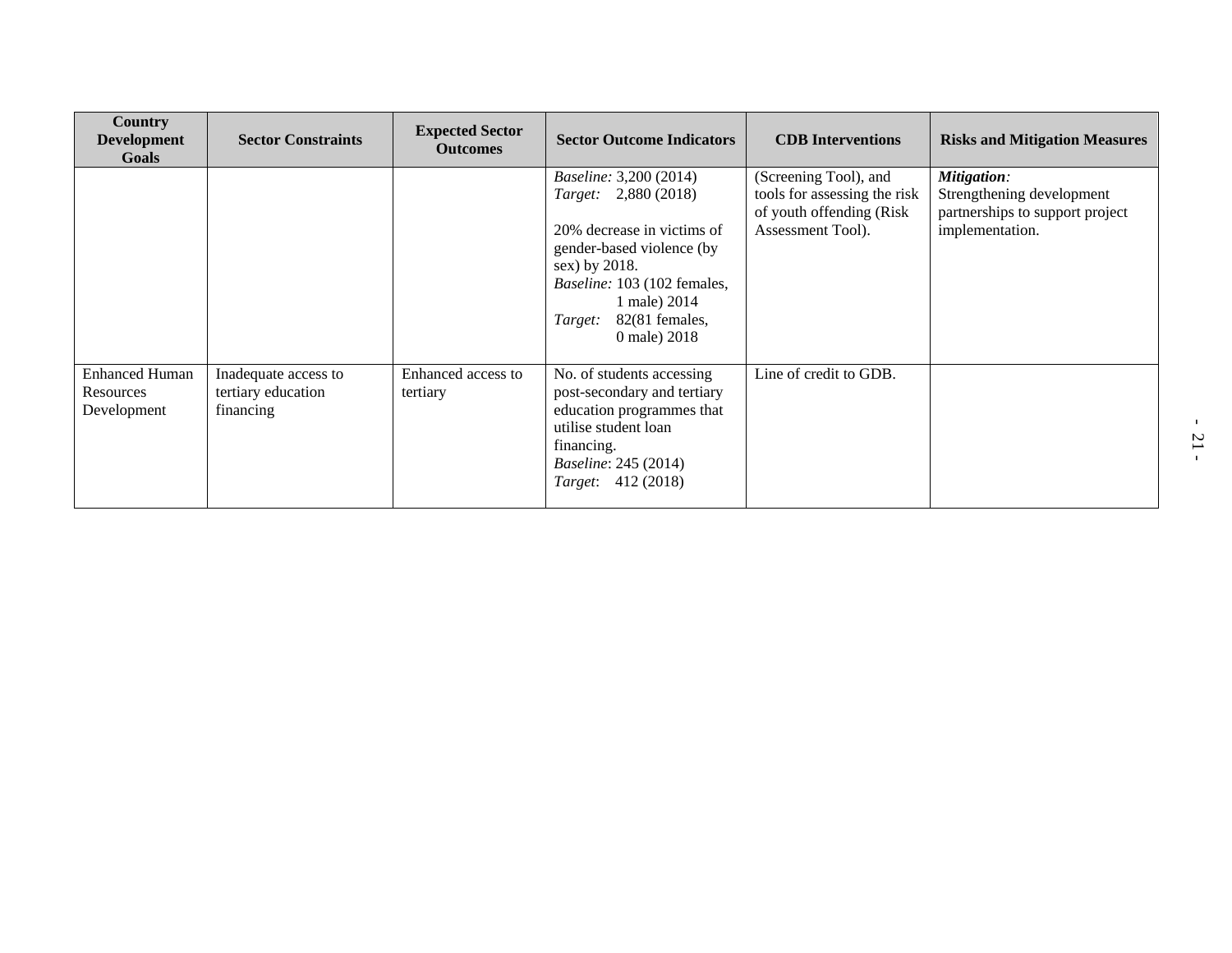| Country Development Goals | Sector Constraints | Expected Sector Outcomes | Sector Outcome Indicators | CDB Interventions | Risks and Mitigation Measures |
|---|---|---|---|---|---|
| | | | *Baseline:* 3,200 (2014)<br>*Target:* 2,880 (2018)<br><br>20% decrease in victims of gender-based violence (by sex) by 2018.<br>*Baseline:* 103 (102 females, 1 male) 2014<br>*Target:* 82(81 females, 0 male) 2018 | (Screening Tool), and tools for assessing the risk of youth offending (Risk Assessment Tool). | ***Mitigation:***<br>Strengthening development partnerships to support project implementation. |
| Enhanced Human Resources Development | Inadequate access to tertiary education financing | Enhanced access to tertiary | No. of students accessing post-secondary and tertiary education programmes that utilise student loan financing.<br>*Baseline*: 245 (2014)<br>*Target*: 412 (2018) | Line of credit to GDB. | |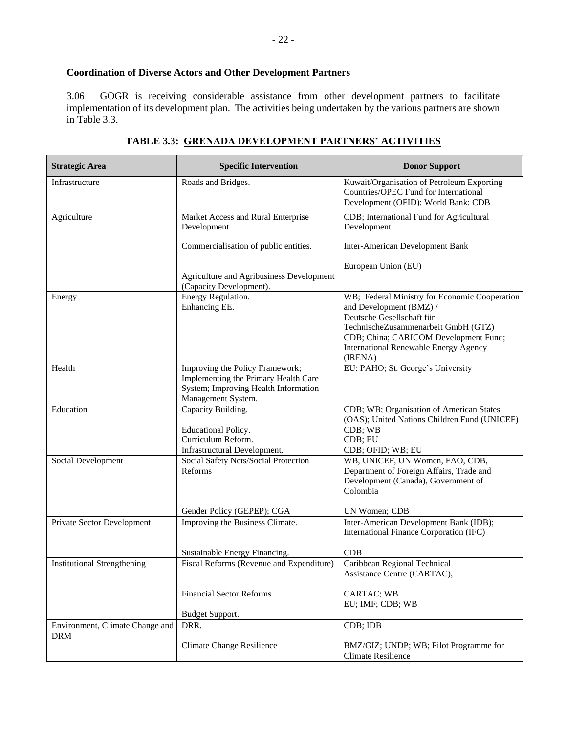### Coordination of Diverse Actors and Other Development Partners

3.06 GOGR is receiving considerable assistance from other development partners to facilitate implementation of its development plan. The activities being undertaken by the various partners are shown in Table 3.3.

**TABLE 3.3: GRENADA DEVELOPMENT PARTNERS' ACTIVITIES**

| Strategic Area | Specific Intervention | Donor Support |
|---|---|---|
| Infrastructure | Roads and Bridges. | Kuwait/Organisation of Petroleum Exporting Countries/OPEC Fund for International Development (OFID); World Bank; CDB |
| Agriculture | Market Access and Rural Enterprise Development.<br><br>Commercialisation of public entities.<br><br>Agriculture and Agribusiness Development (Capacity Development). | CDB; International Fund for Agricultural Development<br><br>Inter-American Development Bank<br><br>European Union (EU) |
| Energy | Energy Regulation.<br>Enhancing EE. | WB; Federal Ministry for Economic Cooperation and Development (BMZ) / Deutsche Gesellschaft für TechnischeZusammenarbeit GmbH (GTZ) CDB; China; CARICOM Development Fund; International Renewable Energy Agency (IRENA) |
| Health | Improving the Policy Framework; Implementing the Primary Health Care System; Improving Health Information Management System. | EU; PAHO; St. George's University |
| Education | Capacity Building.<br><br>Educational Policy.<br>Curriculum Reform.<br>Infrastructural Development. | CDB; WB; Organisation of American States (OAS); United Nations Children Fund (UNICEF)<br>CDB; WB<br>CDB; EU<br>CDB; OFID; WB; EU |
| Social Development | Social Safety Nets/Social Protection Reforms<br><br>Gender Policy (GEPEP); CGA | WB, UNICEF, UN Women, FAO, CDB, Department of Foreign Affairs, Trade and Development (Canada), Government of Colombia<br><br>UN Women; CDB |
| Private Sector Development | Improving the Business Climate.<br><br>Sustainable Energy Financing. | Inter-American Development Bank (IDB); International Finance Corporation (IFC)<br><br>CDB |
| Institutional Strengthening | Fiscal Reforms (Revenue and Expenditure)<br><br>Financial Sector Reforms<br><br>Budget Support. | Caribbean Regional Technical Assistance Centre (CARTAC),<br><br>CARTAC; WB<br>EU; IMF; CDB; WB |
| Environment, Climate Change and DRM | DRR.<br><br>Climate Change Resilience | CDB; IDB<br><br>BMZ/GIZ; UNDP; WB; Pilot Programme for Climate Resilience |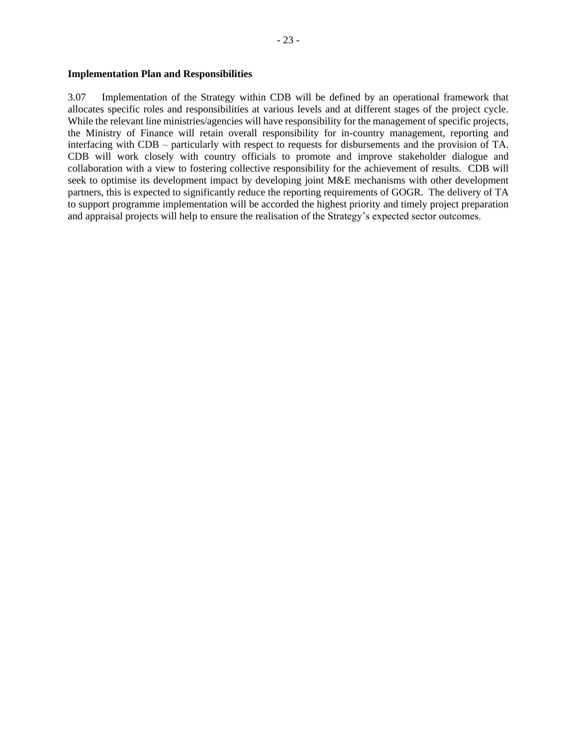**Implementation Plan and Responsibilities**

3.07 Implementation of the Strategy within CDB will be defined by an operational framework that allocates specific roles and responsibilities at various levels and at different stages of the project cycle. While the relevant line ministries/agencies will have responsibility for the management of specific projects, the Ministry of Finance will retain overall responsibility for in-country management, reporting and interfacing with CDB – particularly with respect to requests for disbursements and the provision of TA. CDB will work closely with country officials to promote and improve stakeholder dialogue and collaboration with a view to fostering collective responsibility for the achievement of results. CDB will seek to optimise its development impact by developing joint M&E mechanisms with other development partners, this is expected to significantly reduce the reporting requirements of GOGR. The delivery of TA to support programme implementation will be accorded the highest priority and timely project preparation and appraisal projects will help to ensure the realisation of the Strategy's expected sector outcomes.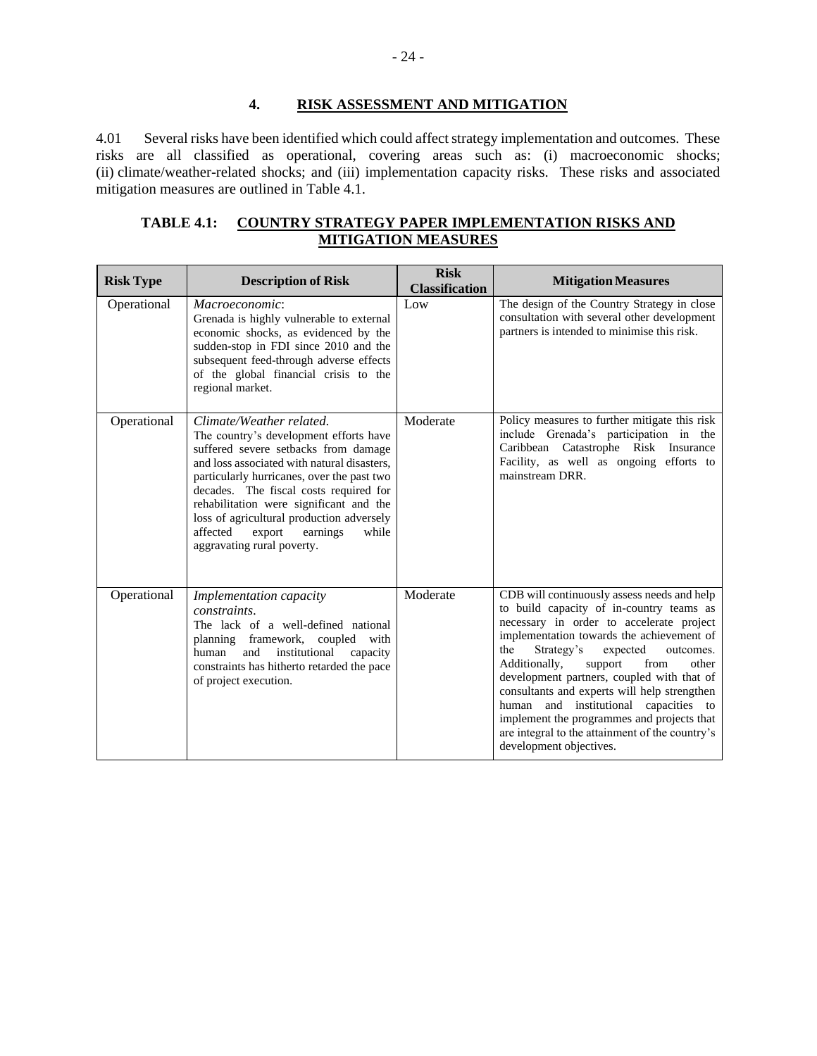## 4. RISK ASSESSMENT AND MITIGATION

4.01 Several risks have been identified which could affect strategy implementation and outcomes. These risks are all classified as operational, covering areas such as: (i) macroeconomic shocks; (ii) climate/weather-related shocks; and (iii) implementation capacity risks. These risks and associated mitigation measures are outlined in Table 4.1.

**TABLE 4.1: COUNTRY STRATEGY PAPER IMPLEMENTATION RISKS AND MITIGATION MEASURES**

| Risk Type | Description of Risk | Risk Classification | Mitigation Measures |
|---|---|---|---|
| Operational | *Macroeconomic*: Grenada is highly vulnerable to external economic shocks, as evidenced by the sudden-stop in FDI since 2010 and the subsequent feed-through adverse effects of the global financial crisis to the regional market. | Low | The design of the Country Strategy in close consultation with several other development partners is intended to minimise this risk. |
| Operational | *Climate/Weather related*. The country's development efforts have suffered severe setbacks from damage and loss associated with natural disasters, particularly hurricanes, over the past two decades. The fiscal costs required for rehabilitation were significant and the loss of agricultural production adversely affected export earnings while aggravating rural poverty. | Moderate | Policy measures to further mitigate this risk include Grenada's participation in the Caribbean Catastrophe Risk Insurance Facility, as well as ongoing efforts to mainstream DRR. |
| Operational | *Implementation capacity constraints*. The lack of a well-defined national planning framework, coupled with human and institutional capacity constraints has hitherto retarded the pace of project execution. | Moderate | CDB will continuously assess needs and help to build capacity of in-country teams as necessary in order to accelerate project implementation towards the achievement of the Strategy's expected outcomes. Additionally, support from other development partners, coupled with that of consultants and experts will help strengthen human and institutional capacities to implement the programmes and projects that are integral to the attainment of the country's development objectives. |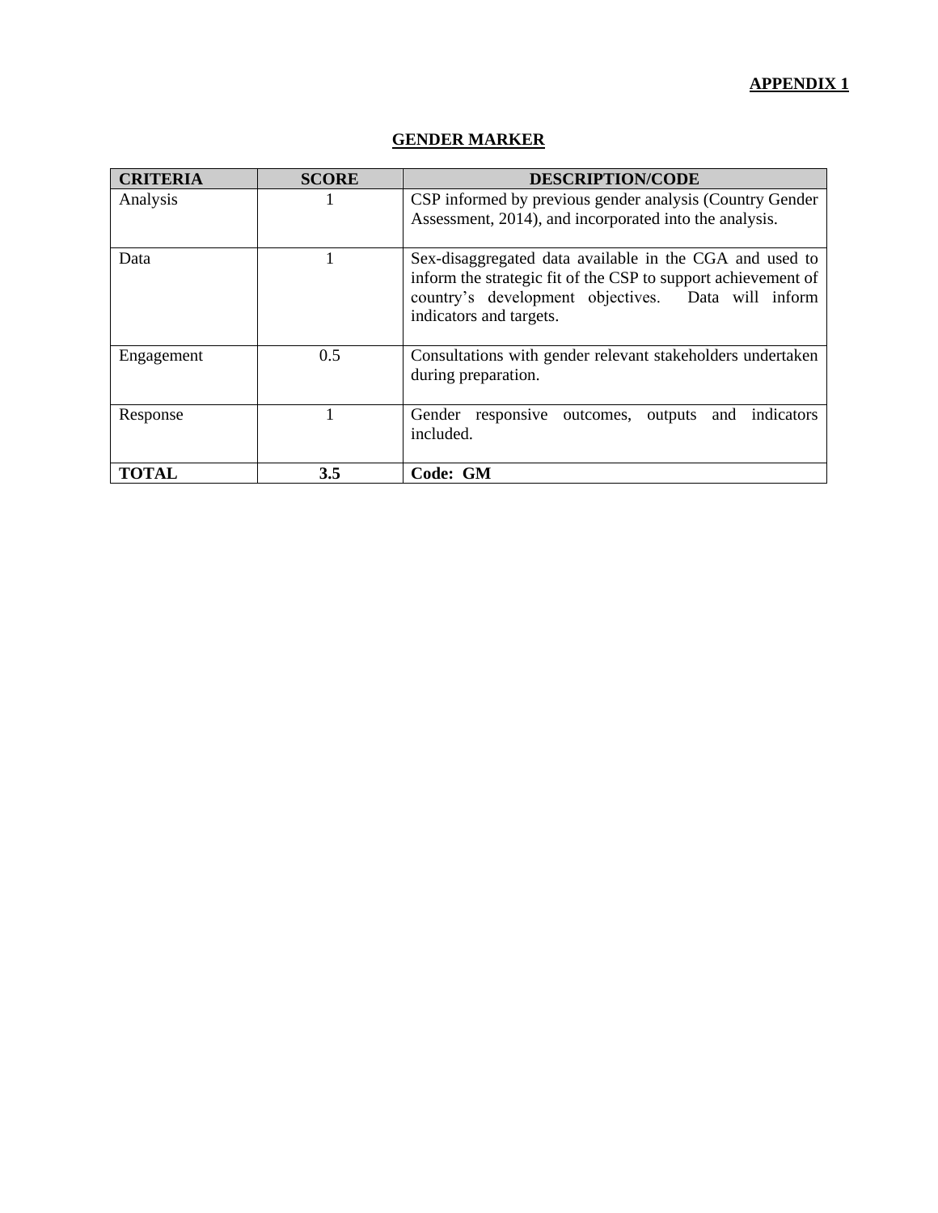**APPENDIX 1**

## GENDER MARKER

| CRITERIA | SCORE | DESCRIPTION/CODE |
|---|---|---|
| Analysis | 1 | CSP informed by previous gender analysis (Country Gender Assessment, 2014), and incorporated into the analysis. |
| Data | 1 | Sex-disaggregated data available in the CGA and used to inform the strategic fit of the CSP to support achievement of country's development objectives. Data will inform indicators and targets. |
| Engagement | 0.5 | Consultations with gender relevant stakeholders undertaken during preparation. |
| Response | 1 | Gender responsive outcomes, outputs and indicators included. |
| **TOTAL** | **3.5** | **Code: GM** |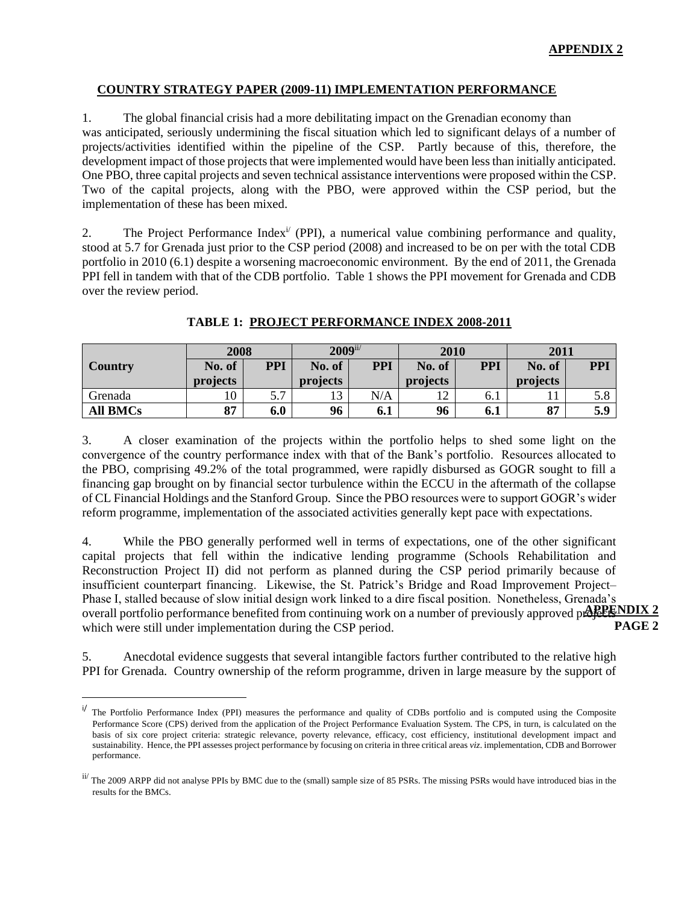**APPENDIX 2**

## COUNTRY STRATEGY PAPER (2009-11) IMPLEMENTATION PERFORMANCE

1. The global financial crisis had a more debilitating impact on the Grenadian economy than was anticipated, seriously undermining the fiscal situation which led to significant delays of a number of projects/activities identified within the pipeline of the CSP. Partly because of this, therefore, the development impact of those projects that were implemented would have been less than initially anticipated. One PBO, three capital projects and seven technical assistance interventions were proposed within the CSP. Two of the capital projects, along with the PBO, were approved within the CSP period, but the implementation of these has been mixed.

2. The Project Performance Index[i/] (PPI), a numerical value combining performance and quality, stood at 5.7 for Grenada just prior to the CSP period (2008) and increased to be on per with the total CDB portfolio in 2010 (6.1) despite a worsening macroeconomic environment. By the end of 2011, the Grenada PPI fell in tandem with that of the CDB portfolio. Table 1 shows the PPI movement for Grenada and CDB over the review period.

**TABLE 1: PROJECT PERFORMANCE INDEX 2008-2011**

| Country | 2008 | | 2009[ii/] | | 2010 | | 2011 | |
|---|---|---|---|---|---|---|---|---|
| | No. of projects | PPI | No. of projects | PPI | No. of projects | PPI | No. of projects | PPI |
| Grenada | 10 | 5.7 | 13 | N/A | 12 | 6.1 | 11 | 5.8 |
| **All BMCs** | **87** | **6.0** | **96** | **6.1** | **96** | **6.1** | **87** | **5.9** |

3. A closer examination of the projects within the portfolio helps to shed some light on the convergence of the country performance index with that of the Bank's portfolio. Resources allocated to the PBO, comprising 49.2% of the total programmed, were rapidly disbursed as GOGR sought to fill a financing gap brought on by financial sector turbulence within the ECCU in the aftermath of the collapse of CL Financial Holdings and the Stanford Group. Since the PBO resources were to support GOGR's wider reform programme, implementation of the associated activities generally kept pace with expectations.

4. While the PBO generally performed well in terms of expectations, one of the other significant capital projects that fell within the indicative lending programme (Schools Rehabilitation and Reconstruction Project II) did not perform as planned during the CSP period primarily because of insufficient counterpart financing. Likewise, the St. Patrick's Bridge and Road Improvement Project– Phase I, stalled because of slow initial design work linked to a dire fiscal position. Nonetheless, Grenada's overall portfolio performance benefited from continuing work on a number of previously approved projects which were still under implementation during the CSP period.

5. Anecdotal evidence suggests that several intangible factors further contributed to the relative high PPI for Grenada. Country ownership of the reform programme, driven in large measure by the support of

---

[i/] The Portfolio Performance Index (PPI) measures the performance and quality of CDBs portfolio and is computed using the Composite Performance Score (CPS) derived from the application of the Project Performance Evaluation System. The CPS, in turn, is calculated on the basis of six core project criteria: strategic relevance, poverty relevance, efficacy, cost efficiency, institutional development impact and sustainability. Hence, the PPI assesses project performance by focusing on criteria in three critical areas *viz*. implementation, CDB and Borrower performance.

[ii/] The 2009 ARPP did not analyse PPIs by BMC due to the (small) sample size of 85 PSRs. The missing PSRs would have introduced bias in the results for the BMCs.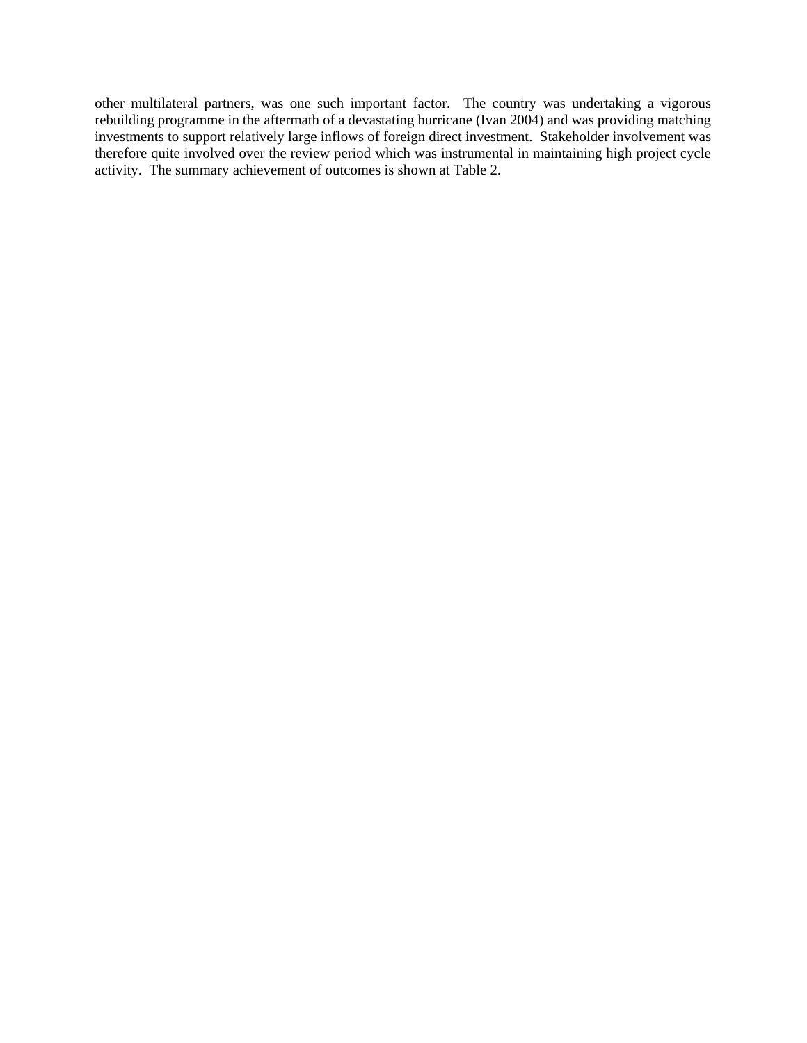other multilateral partners, was one such important factor. The country was undertaking a vigorous rebuilding programme in the aftermath of a devastating hurricane (Ivan 2004) and was providing matching investments to support relatively large inflows of foreign direct investment. Stakeholder involvement was therefore quite involved over the review period which was instrumental in maintaining high project cycle activity. The summary achievement of outcomes is shown at Table 2.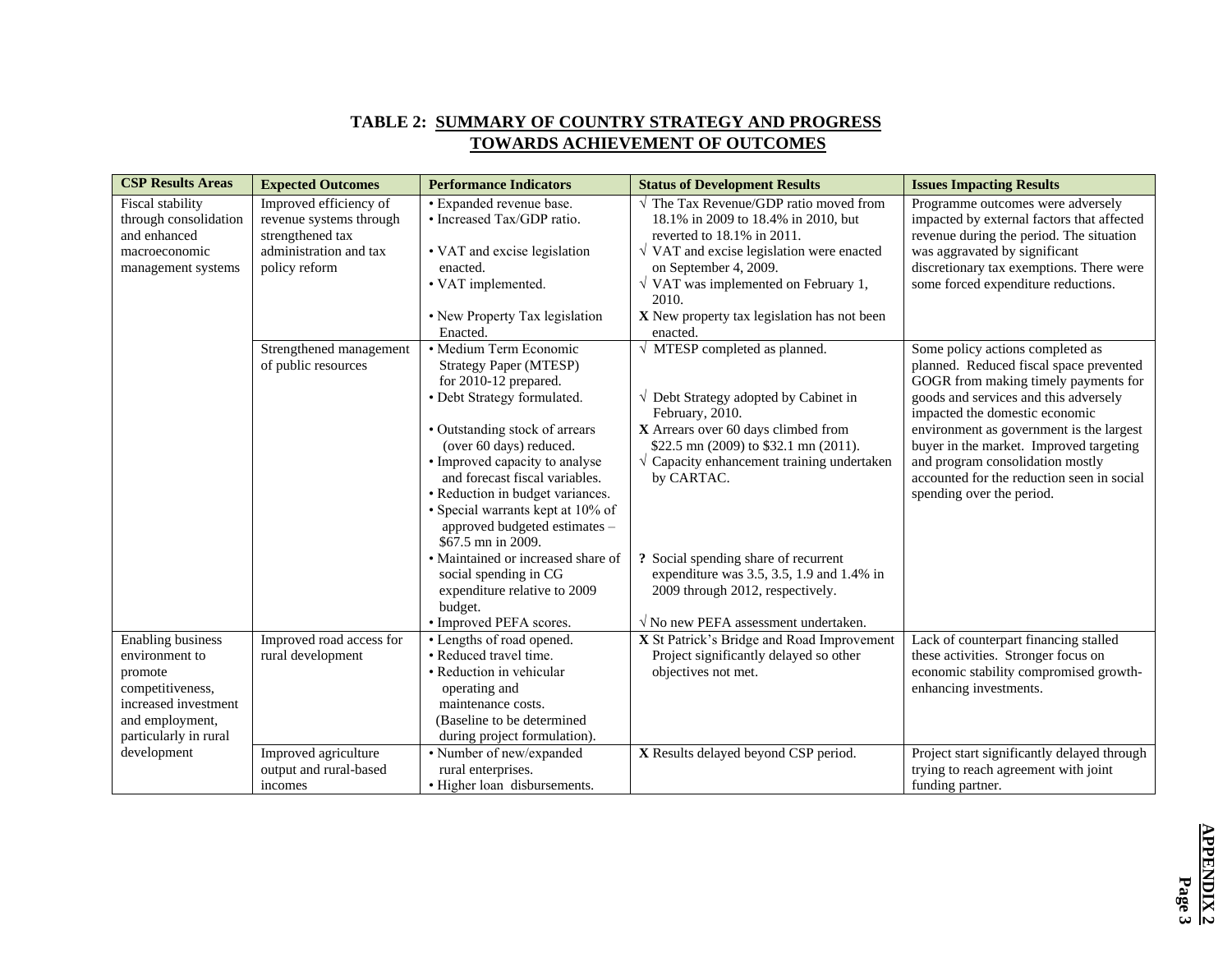## TABLE 2: SUMMARY OF COUNTRY STRATEGY AND PROGRESS TOWARDS ACHIEVEMENT OF OUTCOMES

| CSP Results Areas | Expected Outcomes | Performance Indicators | Status of Development Results | Issues Impacting Results |
|---|---|---|---|---|
| Fiscal stability through consolidation and enhanced macroeconomic management systems | Improved efficiency of revenue systems through strengthened tax administration and tax policy reform | • Expanded revenue base.<br>• Increased Tax/GDP ratio.<br>• VAT and excise legislation enacted.<br>• VAT implemented.<br>• New Property Tax legislation Enacted. | √ The Tax Revenue/GDP ratio moved from 18.1% in 2009 to 18.4% in 2010, but reverted to 18.1% in 2011.<br>√ VAT and excise legislation were enacted on September 4, 2009.<br>√ VAT was implemented on February 1, 2010.<br>**X** New property tax legislation has not been enacted. | Programme outcomes were adversely impacted by external factors that affected revenue during the period. The situation was aggravated by significant discretionary tax exemptions. There were some forced expenditure reductions. |
| | Strengthened management of public resources | • Medium Term Economic Strategy Paper (MTESP) for 2010-12 prepared.<br>• Debt Strategy formulated.<br>• Outstanding stock of arrears (over 60 days) reduced.<br>• Improved capacity to analyse and forecast fiscal variables.<br>• Reduction in budget variances.<br>• Special warrants kept at 10% of approved budgeted estimates – $67.5 mn in 2009.<br>• Maintained or increased share of social spending in CG expenditure relative to 2009 budget.<br>• Improved PEFA scores. | √ MTESP completed as planned.<br>√ Debt Strategy adopted by Cabinet in February, 2010.<br>**X** Arrears over 60 days climbed from $22.5 mn (2009) to $32.1 mn (2011).<br>√ Capacity enhancement training undertaken by CARTAC.<br>**?** Social spending share of recurrent expenditure was 3.5, 3.5, 1.9 and 1.4% in 2009 through 2012, respectively.<br>√ No new PEFA assessment undertaken. | Some policy actions completed as planned. Reduced fiscal space prevented GOGR from making timely payments for goods and services and this adversely impacted the domestic economic environment as government is the largest buyer in the market. Improved targeting and program consolidation mostly accounted for the reduction seen in social spending over the period. |
| Enabling business environment to promote competitiveness, increased investment and employment, particularly in rural development | Improved road access for rural development | • Lengths of road opened.<br>• Reduced travel time.<br>• Reduction in vehicular operating and maintenance costs.<br>(Baseline to be determined during project formulation). | **X** St Patrick's Bridge and Road Improvement Project significantly delayed so other objectives not met. | Lack of counterpart financing stalled these activities. Stronger focus on economic stability compromised growth-enhancing investments. |
| | Improved agriculture output and rural-based incomes | • Number of new/expanded rural enterprises.<br>• Higher loan disbursements. | **X** Results delayed beyond CSP period. | Project start significantly delayed through trying to reach agreement with joint funding partner. |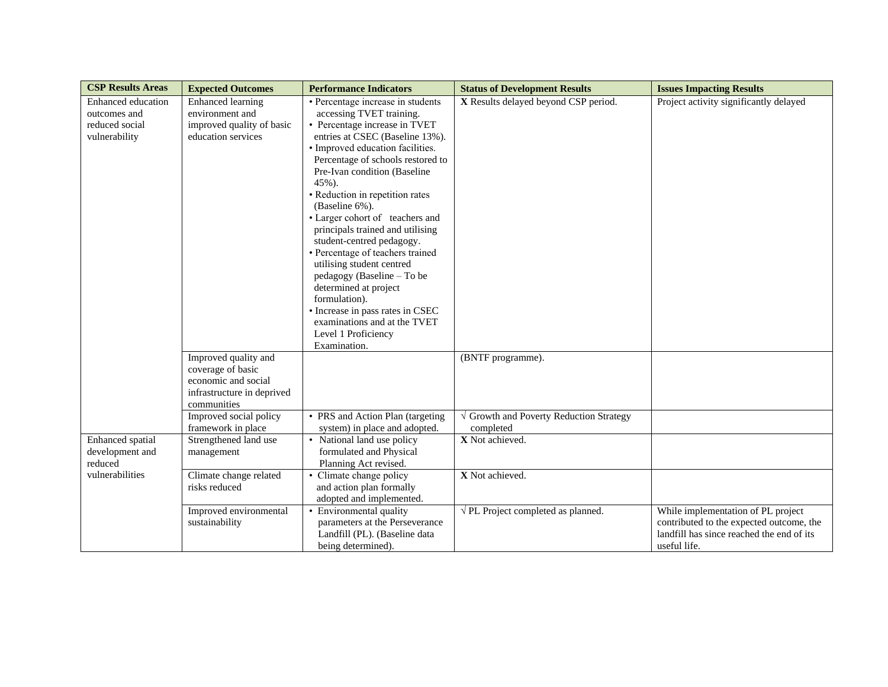| CSP Results Areas | Expected Outcomes | Performance Indicators | Status of Development Results | Issues Impacting Results |
|---|---|---|---|---|
| Enhanced education outcomes and reduced social vulnerability | Enhanced learning environment and improved quality of basic education services | • Percentage increase in students accessing TVET training.<br>• Percentage increase in TVET entries at CSEC (Baseline 13%).<br>• Improved education facilities. Percentage of schools restored to Pre-Ivan condition (Baseline 45%).<br>• Reduction in repetition rates (Baseline 6%).<br>• Larger cohort of teachers and principals trained and utilising student-centred pedagogy.<br>• Percentage of teachers trained utilising student centred pedagogy (Baseline – To be determined at project formulation).<br>• Increase in pass rates in CSEC examinations and at the TVET Level 1 Proficiency Examination. | **X** Results delayed beyond CSP period. | Project activity significantly delayed |
| | Improved quality and coverage of basic economic and social infrastructure in deprived communities | | (BNTF programme). | |
| | Improved social policy framework in place | • PRS and Action Plan (targeting system) in place and adopted. | √ Growth and Poverty Reduction Strategy completed | |
| Enhanced spatial development and reduced vulnerabilities | Strengthened land use management | • National land use policy formulated and Physical Planning Act revised. | **X** Not achieved. | |
| | Climate change related risks reduced | • Climate change policy and action plan formally adopted and implemented. | **X** Not achieved. | |
| | Improved environmental sustainability | • Environmental quality parameters at the Perseverance Landfill (PL). (Baseline data being determined). | √ PL Project completed as planned. | While implementation of PL project contributed to the expected outcome, the landfill has since reached the end of its useful life. |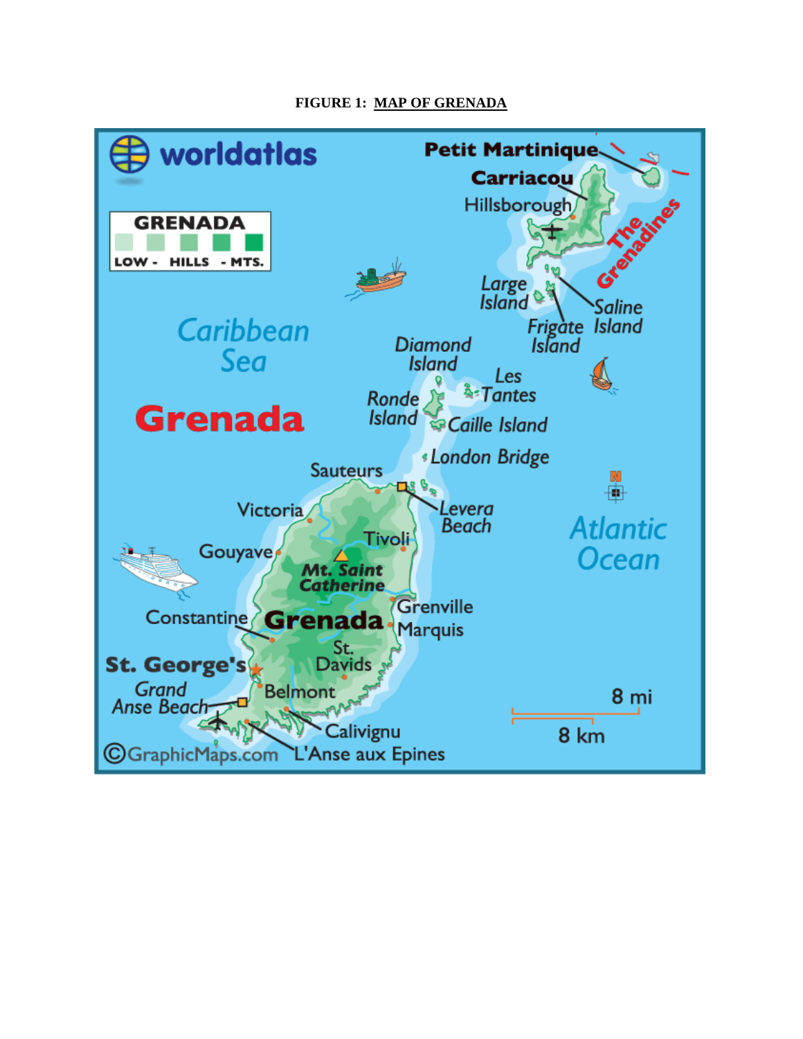**FIGURE 1: MAP OF GRENADA**

worldatlas

GRENADA

LOW - HILLS - MTS.

Petit Martinique

Carriacou

Hillsborough

The Grenadines

Large Island

Saline Island

Frigate Island

Caribbean Sea

Diamond Island

Les Tantes

Ronde Island

Caille Island

Grenada

London Bridge

Sauteurs

Levera Beach

Victoria

Tivoli

Atlantic Ocean

Gouyave

Mt. Saint Catherine

Grenville

Constantine

Grenada

Marquis

St. Davids

St. George's

Grand Anse Beach

Belmont

8 mi

8 km

Calivignu

©GraphicMaps.com

L'Anse aux Epines